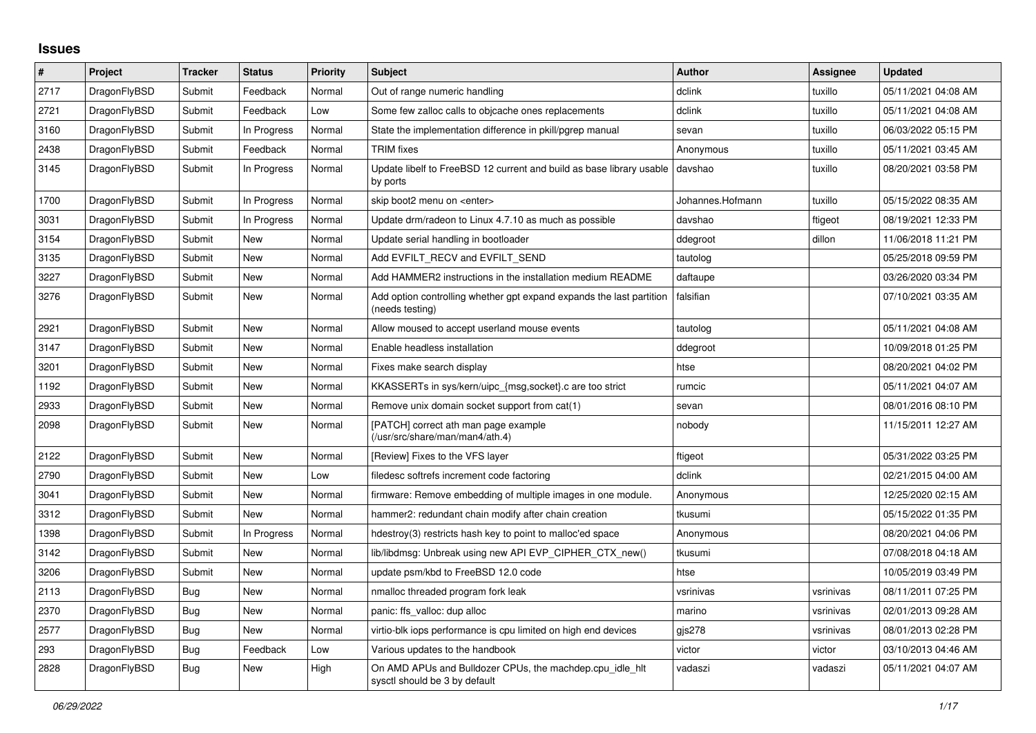# Issues

| # | Project | Tracker | Status | Priority | Subject | Author | Assignee | Updated |
|---|---|---|---|---|---|---|---|---|
| 2717 | DragonFlyBSD | Submit | Feedback | Normal | Out of range numeric handling | dclink | tuxillo | 05/11/2021 04:08 AM |
| 2721 | DragonFlyBSD | Submit | Feedback | Low | Some few zalloc calls to objcache ones replacements | dclink | tuxillo | 05/11/2021 04:08 AM |
| 3160 | DragonFlyBSD | Submit | In Progress | Normal | State the implementation difference in pkill/pgrep manual | sevan | tuxillo | 06/03/2022 05:15 PM |
| 2438 | DragonFlyBSD | Submit | Feedback | Normal | TRIM fixes | Anonymous | tuxillo | 05/11/2021 03:45 AM |
| 3145 | DragonFlyBSD | Submit | In Progress | Normal | Update libelf to FreeBSD 12 current and build as base library usable by ports | davshao | tuxillo | 08/20/2021 03:58 PM |
| 1700 | DragonFlyBSD | Submit | In Progress | Normal | skip boot2 menu on <enter> | Johannes.Hofmann | tuxillo | 05/15/2022 08:35 AM |
| 3031 | DragonFlyBSD | Submit | In Progress | Normal | Update drm/radeon to Linux 4.7.10 as much as possible | davshao | ftigeot | 08/19/2021 12:33 PM |
| 3154 | DragonFlyBSD | Submit | New | Normal | Update serial handling in bootloader | ddegroot | dillon | 11/06/2018 11:21 PM |
| 3135 | DragonFlyBSD | Submit | New | Normal | Add EVFILT_RECV and EVFILT_SEND | tautolog | | 05/25/2018 09:59 PM |
| 3227 | DragonFlyBSD | Submit | New | Normal | Add HAMMER2 instructions in the installation medium README | daftaupe | | 03/26/2020 03:34 PM |
| 3276 | DragonFlyBSD | Submit | New | Normal | Add option controlling whether gpt expand expands the last partition (needs testing) | falsifian | | 07/10/2021 03:35 AM |
| 2921 | DragonFlyBSD | Submit | New | Normal | Allow moused to accept userland mouse events | tautolog | | 05/11/2021 04:08 AM |
| 3147 | DragonFlyBSD | Submit | New | Normal | Enable headless installation | ddegroot | | 10/09/2018 01:25 PM |
| 3201 | DragonFlyBSD | Submit | New | Normal | Fixes make search display | htse | | 08/20/2021 04:02 PM |
| 1192 | DragonFlyBSD | Submit | New | Normal | KKASSERTs in sys/kern/uipc_{msg,socket}.c are too strict | rumcic | | 05/11/2021 04:07 AM |
| 2933 | DragonFlyBSD | Submit | New | Normal | Remove unix domain socket support from cat(1) | sevan | | 08/01/2016 08:10 PM |
| 2098 | DragonFlyBSD | Submit | New | Normal | [PATCH] correct ath man page example (/usr/src/share/man/man4/ath.4) | nobody | | 11/15/2011 12:27 AM |
| 2122 | DragonFlyBSD | Submit | New | Normal | [Review] Fixes to the VFS layer | ftigeot | | 05/31/2022 03:25 PM |
| 2790 | DragonFlyBSD | Submit | New | Low | filedesc softrefs increment code factoring | dclink | | 02/21/2015 04:00 AM |
| 3041 | DragonFlyBSD | Submit | New | Normal | firmware: Remove embedding of multiple images in one module. | Anonymous | | 12/25/2020 02:15 AM |
| 3312 | DragonFlyBSD | Submit | New | Normal | hammer2: redundant chain modify after chain creation | tkusumi | | 05/15/2022 01:35 PM |
| 1398 | DragonFlyBSD | Submit | In Progress | Normal | hdestroy(3) restricts hash key to point to malloc'ed space | Anonymous | | 08/20/2021 04:06 PM |
| 3142 | DragonFlyBSD | Submit | New | Normal | lib/libdmsg: Unbreak using new API EVP_CIPHER_CTX_new() | tkusumi | | 07/08/2018 04:18 AM |
| 3206 | DragonFlyBSD | Submit | New | Normal | update psm/kbd to FreeBSD 12.0 code | htse | | 10/05/2019 03:49 PM |
| 2113 | DragonFlyBSD | Bug | New | Normal | nmalloc threaded program fork leak | vsrinivas | vsrinivas | 08/11/2011 07:25 PM |
| 2370 | DragonFlyBSD | Bug | New | Normal | panic: ffs_valloc: dup alloc | marino | vsrinivas | 02/01/2013 09:28 AM |
| 2577 | DragonFlyBSD | Bug | New | Normal | virtio-blk iops performance is cpu limited on high end devices | gjs278 | vsrinivas | 08/01/2013 02:28 PM |
| 293 | DragonFlyBSD | Bug | Feedback | Low | Various updates to the handbook | victor | victor | 03/10/2013 04:46 AM |
| 2828 | DragonFlyBSD | Bug | New | High | On AMD APUs and Bulldozer CPUs, the machdep.cpu_idle_hlt sysctl should be 3 by default | vadaszi | vadaszi | 05/11/2021 04:07 AM |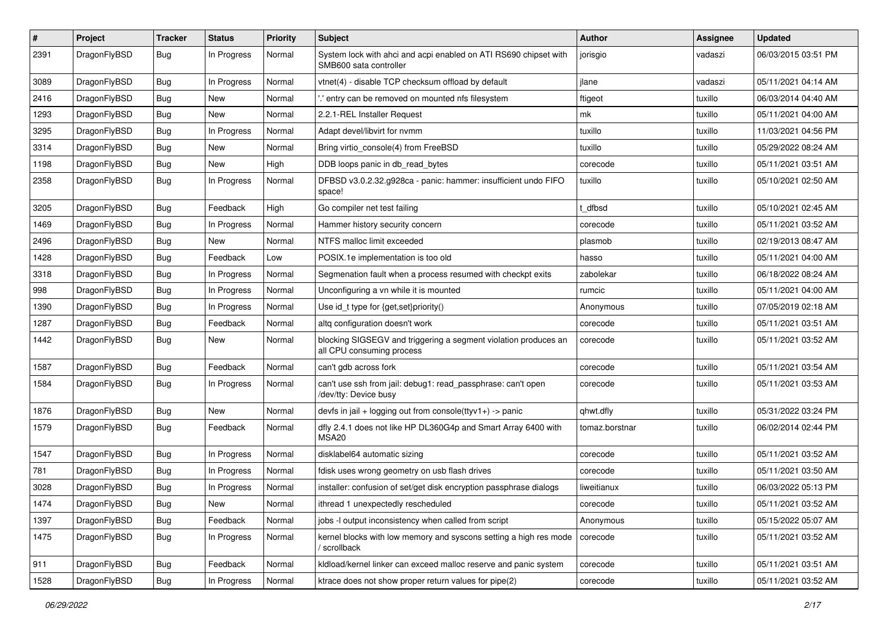| # | Project | Tracker | Status | Priority | Subject | Author | Assignee | Updated |
|---|---|---|---|---|---|---|---|---|
| 2391 | DragonFlyBSD | Bug | In Progress | Normal | System lock with ahci and acpi enabled on ATI RS690 chipset with SMB600 sata controller | jorisgio | vadaszi | 06/03/2015 03:51 PM |
| 3089 | DragonFlyBSD | Bug | In Progress | Normal | vtnet(4) - disable TCP checksum offload by default | jlane | vadaszi | 05/11/2021 04:14 AM |
| 2416 | DragonFlyBSD | Bug | New | Normal | '.' entry can be removed on mounted nfs filesystem | ftigeot | tuxillo | 06/03/2014 04:40 AM |
| 1293 | DragonFlyBSD | Bug | New | Normal | 2.2.1-REL Installer Request | mk | tuxillo | 05/11/2021 04:00 AM |
| 3295 | DragonFlyBSD | Bug | In Progress | Normal | Adapt devel/libvirt for nvmm | tuxillo | tuxillo | 11/03/2021 04:56 PM |
| 3314 | DragonFlyBSD | Bug | New | Normal | Bring virtio_console(4) from FreeBSD | tuxillo | tuxillo | 05/29/2022 08:24 AM |
| 1198 | DragonFlyBSD | Bug | New | High | DDB loops panic in db_read_bytes | corecode | tuxillo | 05/11/2021 03:51 AM |
| 2358 | DragonFlyBSD | Bug | In Progress | Normal | DFBSD v3.0.2.32.g928ca - panic: hammer: insufficient undo FIFO space! | tuxillo | tuxillo | 05/10/2021 02:50 AM |
| 3205 | DragonFlyBSD | Bug | Feedback | High | Go compiler net test failing | t_dfbsd | tuxillo | 05/10/2021 02:45 AM |
| 1469 | DragonFlyBSD | Bug | In Progress | Normal | Hammer history security concern | corecode | tuxillo | 05/11/2021 03:52 AM |
| 2496 | DragonFlyBSD | Bug | New | Normal | NTFS malloc limit exceeded | plasmob | tuxillo | 02/19/2013 08:47 AM |
| 1428 | DragonFlyBSD | Bug | Feedback | Low | POSIX.1e implementation is too old | hasso | tuxillo | 05/11/2021 04:00 AM |
| 3318 | DragonFlyBSD | Bug | In Progress | Normal | Segmenation fault when a process resumed with checkpt exits | zabolekar | tuxillo | 06/18/2022 08:24 AM |
| 998 | DragonFlyBSD | Bug | In Progress | Normal | Unconfiguring a vn while it is mounted | rumcic | tuxillo | 05/11/2021 04:00 AM |
| 1390 | DragonFlyBSD | Bug | In Progress | Normal | Use id_t type for {get,set}priority() | Anonymous | tuxillo | 07/05/2019 02:18 AM |
| 1287 | DragonFlyBSD | Bug | Feedback | Normal | altq configuration doesn't work | corecode | tuxillo | 05/11/2021 03:51 AM |
| 1442 | DragonFlyBSD | Bug | New | Normal | blocking SIGSEGV and triggering a segment violation produces an all CPU consuming process | corecode | tuxillo | 05/11/2021 03:52 AM |
| 1587 | DragonFlyBSD | Bug | Feedback | Normal | can't gdb across fork | corecode | tuxillo | 05/11/2021 03:54 AM |
| 1584 | DragonFlyBSD | Bug | In Progress | Normal | can't use ssh from jail: debug1: read_passphrase: can't open /dev/tty: Device busy | corecode | tuxillo | 05/11/2021 03:53 AM |
| 1876 | DragonFlyBSD | Bug | New | Normal | devfs in jail + logging out from console(ttyv1+) -> panic | qhwt.dfly | tuxillo | 05/31/2022 03:24 PM |
| 1579 | DragonFlyBSD | Bug | Feedback | Normal | dfly 2.4.1 does not like HP DL360G4p and Smart Array 6400 with MSA20 | tomaz.borstnar | tuxillo | 06/02/2014 02:44 PM |
| 1547 | DragonFlyBSD | Bug | In Progress | Normal | disklabel64 automatic sizing | corecode | tuxillo | 05/11/2021 03:52 AM |
| 781 | DragonFlyBSD | Bug | In Progress | Normal | fdisk uses wrong geometry on usb flash drives | corecode | tuxillo | 05/11/2021 03:50 AM |
| 3028 | DragonFlyBSD | Bug | In Progress | Normal | installer: confusion of set/get disk encryption passphrase dialogs | liweitianux | tuxillo | 06/03/2022 05:13 PM |
| 1474 | DragonFlyBSD | Bug | New | Normal | ithread 1 unexpectedly rescheduled | corecode | tuxillo | 05/11/2021 03:52 AM |
| 1397 | DragonFlyBSD | Bug | Feedback | Normal | jobs -l output inconsistency when called from script | Anonymous | tuxillo | 05/15/2022 05:07 AM |
| 1475 | DragonFlyBSD | Bug | In Progress | Normal | kernel blocks with low memory and syscons setting a high res mode / scrollback | corecode | tuxillo | 05/11/2021 03:52 AM |
| 911 | DragonFlyBSD | Bug | Feedback | Normal | kldload/kernel linker can exceed malloc reserve and panic system | corecode | tuxillo | 05/11/2021 03:51 AM |
| 1528 | DragonFlyBSD | Bug | In Progress | Normal | ktrace does not show proper return values for pipe(2) | corecode | tuxillo | 05/11/2021 03:52 AM |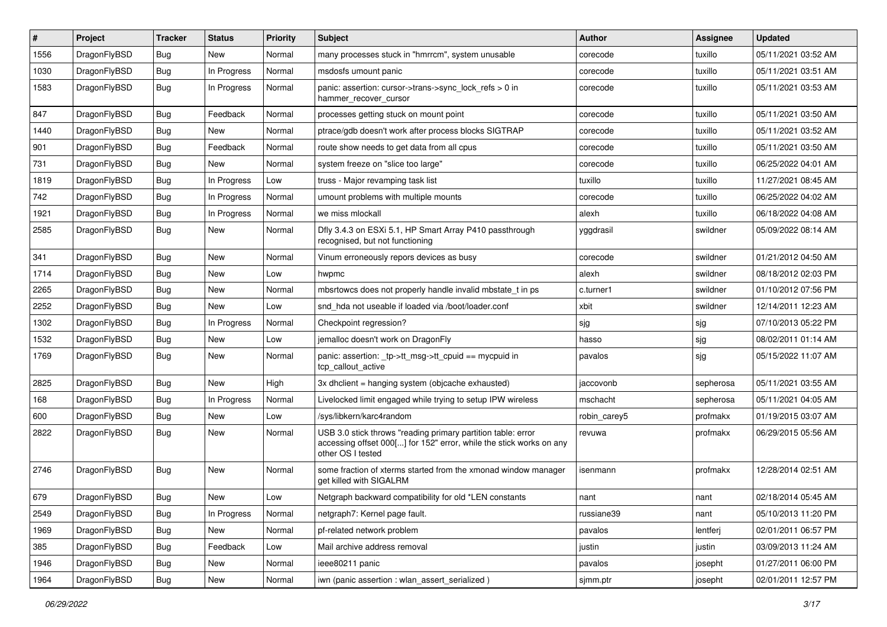| # | Project | Tracker | Status | Priority | Subject | Author | Assignee | Updated |
|---|---|---|---|---|---|---|---|---|
| 1556 | DragonFlyBSD | Bug | New | Normal | many processes stuck in "hmrrcm", system unusable | corecode | tuxillo | 05/11/2021 03:52 AM |
| 1030 | DragonFlyBSD | Bug | In Progress | Normal | msdosfs umount panic | corecode | tuxillo | 05/11/2021 03:51 AM |
| 1583 | DragonFlyBSD | Bug | In Progress | Normal | panic: assertion: cursor->trans->sync_lock_refs > 0 in hammer_recover_cursor | corecode | tuxillo | 05/11/2021 03:53 AM |
| 847 | DragonFlyBSD | Bug | Feedback | Normal | processes getting stuck on mount point | corecode | tuxillo | 05/11/2021 03:50 AM |
| 1440 | DragonFlyBSD | Bug | New | Normal | ptrace/gdb doesn't work after process blocks SIGTRAP | corecode | tuxillo | 05/11/2021 03:52 AM |
| 901 | DragonFlyBSD | Bug | Feedback | Normal | route show needs to get data from all cpus | corecode | tuxillo | 05/11/2021 03:50 AM |
| 731 | DragonFlyBSD | Bug | New | Normal | system freeze on "slice too large" | corecode | tuxillo | 06/25/2022 04:01 AM |
| 1819 | DragonFlyBSD | Bug | In Progress | Low | truss - Major revamping task list | tuxillo | tuxillo | 11/27/2021 08:45 AM |
| 742 | DragonFlyBSD | Bug | In Progress | Normal | umount problems with multiple mounts | corecode | tuxillo | 06/25/2022 04:02 AM |
| 1921 | DragonFlyBSD | Bug | In Progress | Normal | we miss mlockall | alexh | tuxillo | 06/18/2022 04:08 AM |
| 2585 | DragonFlyBSD | Bug | New | Normal | Dfly 3.4.3 on ESXi 5.1, HP Smart Array P410 passthrough recognised, but not functioning | yggdrasil | swildner | 05/09/2022 08:14 AM |
| 341 | DragonFlyBSD | Bug | New | Normal | Vinum erroneously repors devices as busy | corecode | swildner | 01/21/2012 04:50 AM |
| 1714 | DragonFlyBSD | Bug | New | Low | hwpmc | alexh | swildner | 08/18/2012 02:03 PM |
| 2265 | DragonFlyBSD | Bug | New | Normal | mbsrtowcs does not properly handle invalid mbstate_t in ps | c.turner1 | swildner | 01/10/2012 07:56 PM |
| 2252 | DragonFlyBSD | Bug | New | Low | snd_hda not useable if loaded via /boot/loader.conf | xbit | swildner | 12/14/2011 12:23 AM |
| 1302 | DragonFlyBSD | Bug | In Progress | Normal | Checkpoint regression? | sjg | sjg | 07/10/2013 05:22 PM |
| 1532 | DragonFlyBSD | Bug | New | Low | jemalloc doesn't work on DragonFly | hasso | sjg | 08/02/2011 01:14 AM |
| 1769 | DragonFlyBSD | Bug | New | Normal | panic: assertion: _tp->tt_msg->tt_cpuid == mycpuid in tcp_callout_active | pavalos | sjg | 05/15/2022 11:07 AM |
| 2825 | DragonFlyBSD | Bug | New | High | 3x dhclient = hanging system (objcache exhausted) | jaccovonb | sepherosa | 05/11/2021 03:55 AM |
| 168 | DragonFlyBSD | Bug | In Progress | Normal | Livelocked limit engaged while trying to setup IPW wireless | mschacht | sepherosa | 05/11/2021 04:05 AM |
| 600 | DragonFlyBSD | Bug | New | Low | /sys/libkern/karc4random | robin_carey5 | profmakx | 01/19/2015 03:07 AM |
| 2822 | DragonFlyBSD | Bug | New | Normal | USB 3.0 stick throws "reading primary partition table: error accessing offset 000[...] for 152" error, while the stick works on any other OS I tested | revuwa | profmakx | 06/29/2015 05:56 AM |
| 2746 | DragonFlyBSD | Bug | New | Normal | some fraction of xterms started from the xmonad window manager get killed with SIGALRM | isenmann | profmakx | 12/28/2014 02:51 AM |
| 679 | DragonFlyBSD | Bug | New | Low | Netgraph backward compatibility for old *LEN constants | nant | nant | 02/18/2014 05:45 AM |
| 2549 | DragonFlyBSD | Bug | In Progress | Normal | netgraph7: Kernel page fault. | russiane39 | nant | 05/10/2013 11:20 PM |
| 1969 | DragonFlyBSD | Bug | New | Normal | pf-related network problem | pavalos | lentferj | 02/01/2011 06:57 PM |
| 385 | DragonFlyBSD | Bug | Feedback | Low | Mail archive address removal | justin | justin | 03/09/2013 11:24 AM |
| 1946 | DragonFlyBSD | Bug | New | Normal | ieee80211 panic | pavalos | josepht | 01/27/2011 06:00 PM |
| 1964 | DragonFlyBSD | Bug | New | Normal | iwn (panic assertion : wlan_assert_serialized ) | sjmm.ptr | josepht | 02/01/2011 12:57 PM |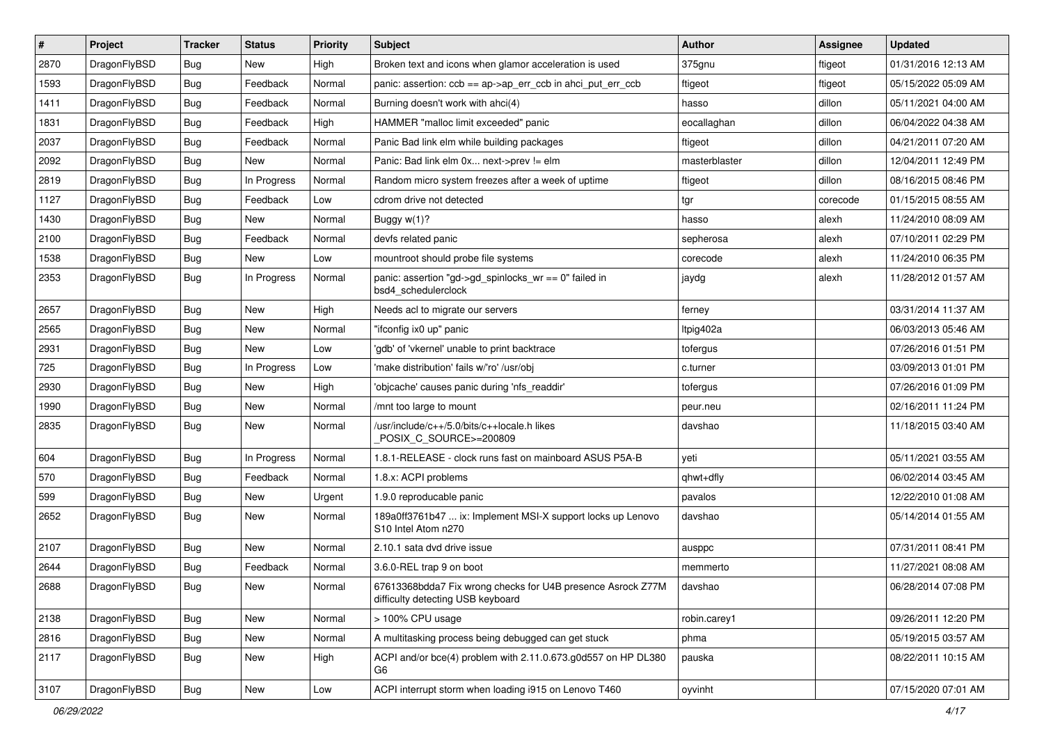| # | Project | Tracker | Status | Priority | Subject | Author | Assignee | Updated |
|---|---|---|---|---|---|---|---|---|
| 2870 | DragonFlyBSD | Bug | New | High | Broken text and icons when glamor acceleration is used | 375gnu | ftigeot | 01/31/2016 12:13 AM |
| 1593 | DragonFlyBSD | Bug | Feedback | Normal | panic: assertion: ccb == ap->ap_err_ccb in ahci_put_err_ccb | ftigeot | ftigeot | 05/15/2022 05:09 AM |
| 1411 | DragonFlyBSD | Bug | Feedback | Normal | Burning doesn't work with ahci(4) | hasso | dillon | 05/11/2021 04:00 AM |
| 1831 | DragonFlyBSD | Bug | Feedback | High | HAMMER "malloc limit exceeded" panic | eocallaghan | dillon | 06/04/2022 04:38 AM |
| 2037 | DragonFlyBSD | Bug | Feedback | Normal | Panic Bad link elm while building packages | ftigeot | dillon | 04/21/2011 07:20 AM |
| 2092 | DragonFlyBSD | Bug | New | Normal | Panic: Bad link elm 0x... next->prev != elm | masterblaster | dillon | 12/04/2011 12:49 PM |
| 2819 | DragonFlyBSD | Bug | In Progress | Normal | Random micro system freezes after a week of uptime | ftigeot | dillon | 08/16/2015 08:46 PM |
| 1127 | DragonFlyBSD | Bug | Feedback | Low | cdrom drive not detected | tgr | corecode | 01/15/2015 08:55 AM |
| 1430 | DragonFlyBSD | Bug | New | Normal | Buggy w(1)? | hasso | alexh | 11/24/2010 08:09 AM |
| 2100 | DragonFlyBSD | Bug | Feedback | Normal | devfs related panic | sepherosa | alexh | 07/10/2011 02:29 PM |
| 1538 | DragonFlyBSD | Bug | New | Low | mountroot should probe file systems | corecode | alexh | 11/24/2010 06:35 PM |
| 2353 | DragonFlyBSD | Bug | In Progress | Normal | panic: assertion "gd->gd_spinlocks_wr == 0" failed in bsd4_schedulerclock | jaydg | alexh | 11/28/2012 01:57 AM |
| 2657 | DragonFlyBSD | Bug | New | High | Needs acl to migrate our servers | ferney | | 03/31/2014 11:37 AM |
| 2565 | DragonFlyBSD | Bug | New | Normal | "ifconfig ix0 up" panic | ltpig402a | | 06/03/2013 05:46 AM |
| 2931 | DragonFlyBSD | Bug | New | Low | 'gdb' of 'vkernel' unable to print backtrace | tofergus | | 07/26/2016 01:51 PM |
| 725 | DragonFlyBSD | Bug | In Progress | Low | 'make distribution' fails w/'ro' /usr/obj | c.turner | | 03/09/2013 01:01 PM |
| 2930 | DragonFlyBSD | Bug | New | High | 'objcache' causes panic during 'nfs_readdir' | tofergus | | 07/26/2016 01:09 PM |
| 1990 | DragonFlyBSD | Bug | New | Normal | /mnt too large to mount | peur.neu | | 02/16/2011 11:24 PM |
| 2835 | DragonFlyBSD | Bug | New | Normal | /usr/include/c++/5.0/bits/c++locale.h likes _POSIX_C_SOURCE>=200809 | davshao | | 11/18/2015 03:40 AM |
| 604 | DragonFlyBSD | Bug | In Progress | Normal | 1.8.1-RELEASE - clock runs fast on mainboard ASUS P5A-B | yeti | | 05/11/2021 03:55 AM |
| 570 | DragonFlyBSD | Bug | Feedback | Normal | 1.8.x: ACPI problems | qhwt+dfly | | 06/02/2014 03:45 AM |
| 599 | DragonFlyBSD | Bug | New | Urgent | 1.9.0 reproducable panic | pavalos | | 12/22/2010 01:08 AM |
| 2652 | DragonFlyBSD | Bug | New | Normal | 189a0ff3761b47 ... ix: Implement MSI-X support locks up Lenovo S10 Intel Atom n270 | davshao | | 05/14/2014 01:55 AM |
| 2107 | DragonFlyBSD | Bug | New | Normal | 2.10.1 sata dvd drive issue | ausppc | | 07/31/2011 08:41 PM |
| 2644 | DragonFlyBSD | Bug | Feedback | Normal | 3.6.0-REL trap 9 on boot | memmerto | | 11/27/2021 08:08 AM |
| 2688 | DragonFlyBSD | Bug | New | Normal | 67613368bdda7 Fix wrong checks for U4B presence Asrock Z77M difficulty detecting USB keyboard | davshao | | 06/28/2014 07:08 PM |
| 2138 | DragonFlyBSD | Bug | New | Normal | > 100% CPU usage | robin.carey1 | | 09/26/2011 12:20 PM |
| 2816 | DragonFlyBSD | Bug | New | Normal | A multitasking process being debugged can get stuck | phma | | 05/19/2015 03:57 AM |
| 2117 | DragonFlyBSD | Bug | New | High | ACPI and/or bce(4) problem with 2.11.0.673.g0d557 on HP DL380 G6 | pauska | | 08/22/2011 10:15 AM |
| 3107 | DragonFlyBSD | Bug | New | Low | ACPI interrupt storm when loading i915 on Lenovo T460 | oyvinht | | 07/15/2020 07:01 AM |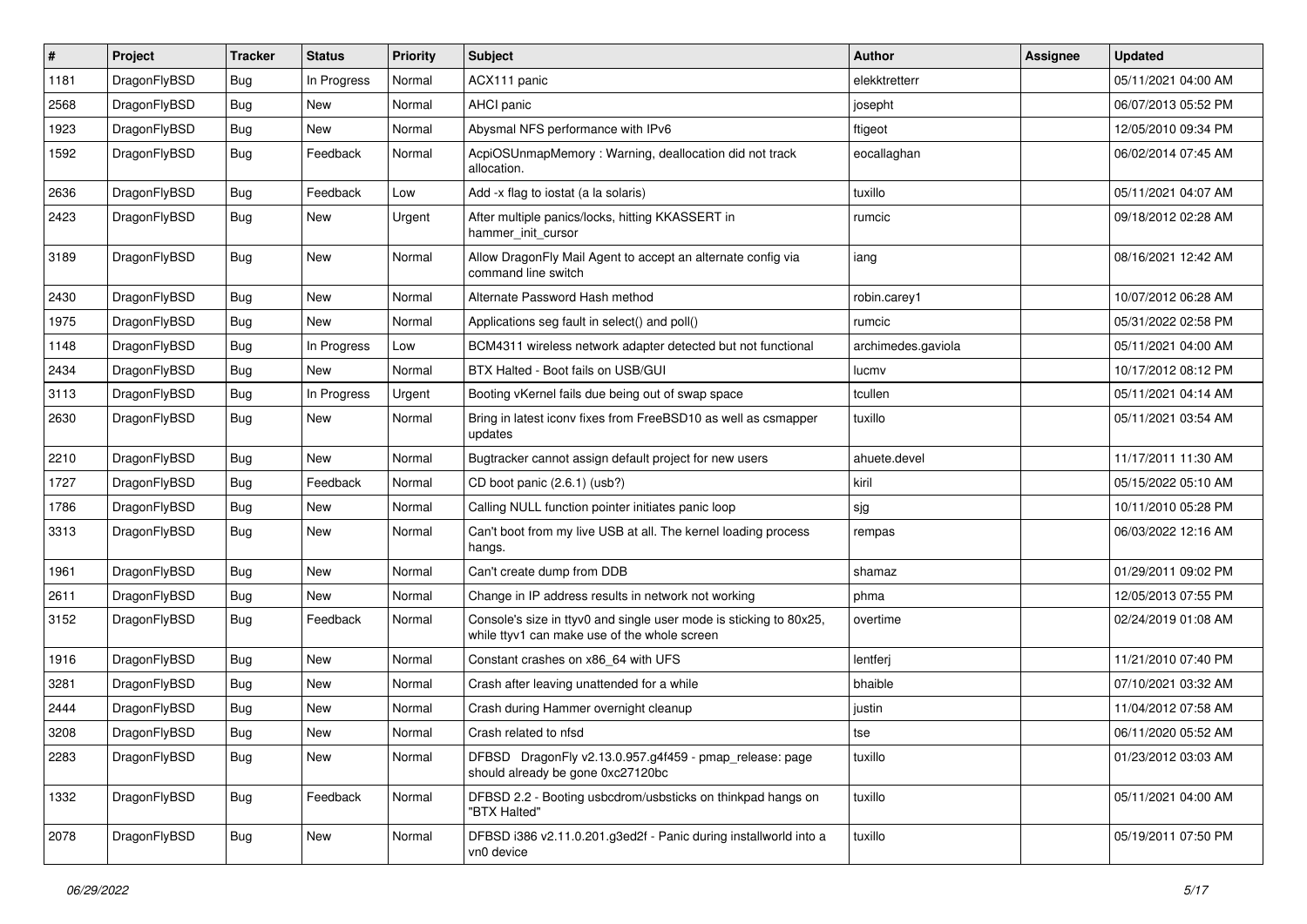| # | Project | Tracker | Status | Priority | Subject | Author | Assignee | Updated |
|---|---|---|---|---|---|---|---|---|
| 1181 | DragonFlyBSD | Bug | In Progress | Normal | ACX111 panic | elekktretterr | | 05/11/2021 04:00 AM |
| 2568 | DragonFlyBSD | Bug | New | Normal | AHCI panic | josepht | | 06/07/2013 05:52 PM |
| 1923 | DragonFlyBSD | Bug | New | Normal | Abysmal NFS performance with IPv6 | ftigeot | | 12/05/2010 09:34 PM |
| 1592 | DragonFlyBSD | Bug | Feedback | Normal | AcpiOSUnmapMemory : Warning, deallocation did not track allocation. | eocallaghan | | 06/02/2014 07:45 AM |
| 2636 | DragonFlyBSD | Bug | Feedback | Low | Add -x flag to iostat (a la solaris) | tuxillo | | 05/11/2021 04:07 AM |
| 2423 | DragonFlyBSD | Bug | New | Urgent | After multiple panics/locks, hitting KKASSERT in hammer_init_cursor | rumcic | | 09/18/2012 02:28 AM |
| 3189 | DragonFlyBSD | Bug | New | Normal | Allow DragonFly Mail Agent to accept an alternate config via command line switch | iang | | 08/16/2021 12:42 AM |
| 2430 | DragonFlyBSD | Bug | New | Normal | Alternate Password Hash method | robin.carey1 | | 10/07/2012 06:28 AM |
| 1975 | DragonFlyBSD | Bug | New | Normal | Applications seg fault in select() and poll() | rumcic | | 05/31/2022 02:58 PM |
| 1148 | DragonFlyBSD | Bug | In Progress | Low | BCM4311 wireless network adapter detected but not functional | archimedes.gaviola | | 05/11/2021 04:00 AM |
| 2434 | DragonFlyBSD | Bug | New | Normal | BTX Halted - Boot fails on USB/GUI | lucmv | | 10/17/2012 08:12 PM |
| 3113 | DragonFlyBSD | Bug | In Progress | Urgent | Booting vKernel fails due being out of swap space | tcullen | | 05/11/2021 04:14 AM |
| 2630 | DragonFlyBSD | Bug | New | Normal | Bring in latest iconv fixes from FreeBSD10 as well as csmapper updates | tuxillo | | 05/11/2021 03:54 AM |
| 2210 | DragonFlyBSD | Bug | New | Normal | Bugtracker cannot assign default project for new users | ahuete.devel | | 11/17/2011 11:30 AM |
| 1727 | DragonFlyBSD | Bug | Feedback | Normal | CD boot panic (2.6.1) (usb?) | kiril | | 05/15/2022 05:10 AM |
| 1786 | DragonFlyBSD | Bug | New | Normal | Calling NULL function pointer initiates panic loop | sjg | | 10/11/2010 05:28 PM |
| 3313 | DragonFlyBSD | Bug | New | Normal | Can't boot from my live USB at all. The kernel loading process hangs. | rempas | | 06/03/2022 12:16 AM |
| 1961 | DragonFlyBSD | Bug | New | Normal | Can't create dump from DDB | shamaz | | 01/29/2011 09:02 PM |
| 2611 | DragonFlyBSD | Bug | New | Normal | Change in IP address results in network not working | phma | | 12/05/2013 07:55 PM |
| 3152 | DragonFlyBSD | Bug | Feedback | Normal | Console's size in ttyv0 and single user mode is sticking to 80x25, while ttyv1 can make use of the whole screen | overtime | | 02/24/2019 01:08 AM |
| 1916 | DragonFlyBSD | Bug | New | Normal | Constant crashes on x86_64 with UFS | lentferj | | 11/21/2010 07:40 PM |
| 3281 | DragonFlyBSD | Bug | New | Normal | Crash after leaving unattended for a while | bhaible | | 07/10/2021 03:32 AM |
| 2444 | DragonFlyBSD | Bug | New | Normal | Crash during Hammer overnight cleanup | justin | | 11/04/2012 07:58 AM |
| 3208 | DragonFlyBSD | Bug | New | Normal | Crash related to nfsd | tse | | 06/11/2020 05:52 AM |
| 2283 | DragonFlyBSD | Bug | New | Normal | DFBSD DragonFly v2.13.0.957.g4f459 - pmap_release: page should already be gone 0xc27120bc | tuxillo | | 01/23/2012 03:03 AM |
| 1332 | DragonFlyBSD | Bug | Feedback | Normal | DFBSD 2.2 - Booting usbcdrom/usbsticks on thinkpad hangs on "BTX Halted" | tuxillo | | 05/11/2021 04:00 AM |
| 2078 | DragonFlyBSD | Bug | New | Normal | DFBSD i386 v2.11.0.201.g3ed2f - Panic during installworld into a vn0 device | tuxillo | | 05/19/2011 07:50 PM |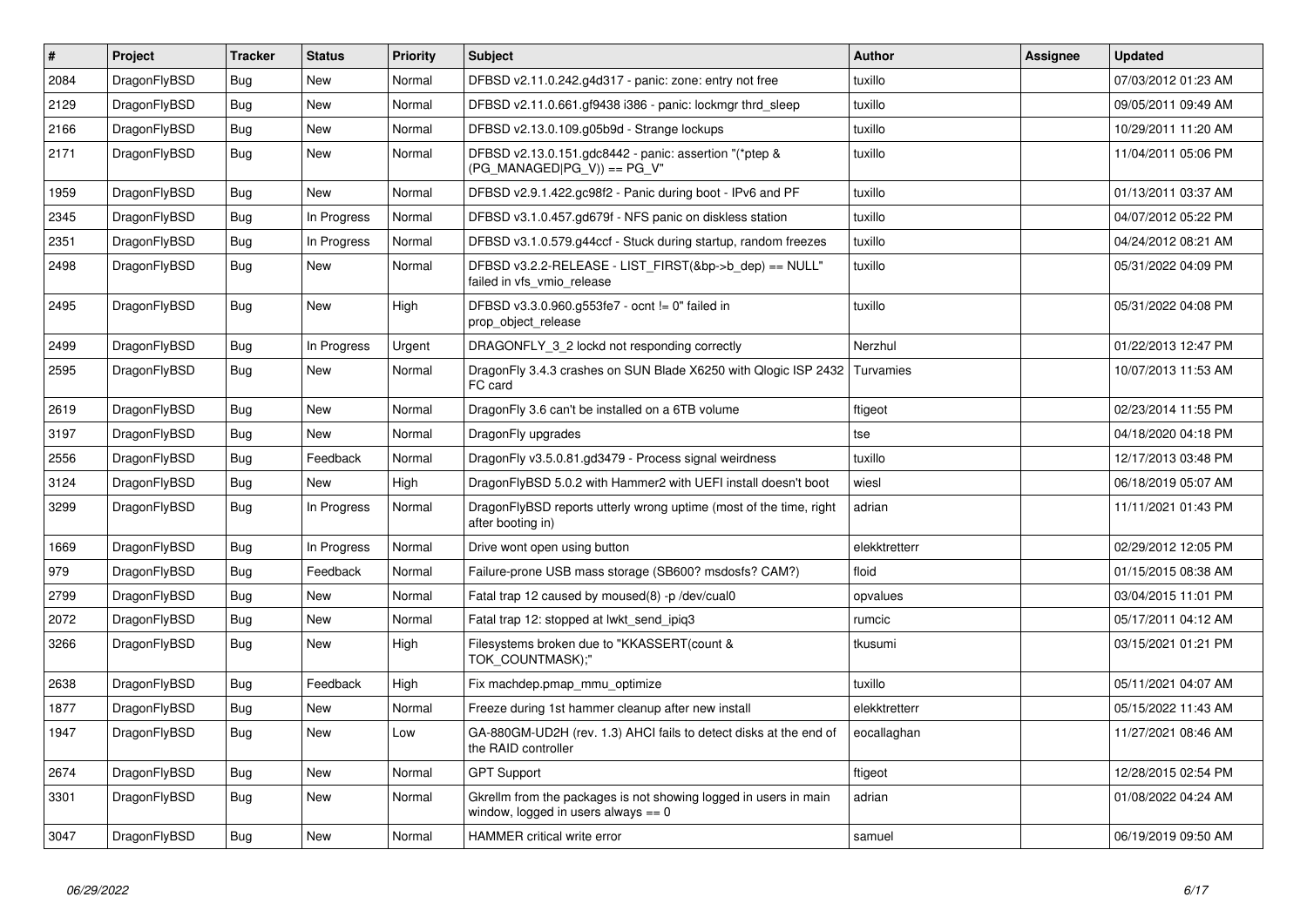| # | Project | Tracker | Status | Priority | Subject | Author | Assignee | Updated |
|---|---|---|---|---|---|---|---|---|
| 2084 | DragonFlyBSD | Bug | New | Normal | DFBSD v2.11.0.242.g4d317 - panic: zone: entry not free | tuxillo | | 07/03/2012 01:23 AM |
| 2129 | DragonFlyBSD | Bug | New | Normal | DFBSD v2.11.0.661.gf9438 i386 - panic: lockmgr thrd_sleep | tuxillo | | 09/05/2011 09:49 AM |
| 2166 | DragonFlyBSD | Bug | New | Normal | DFBSD v2.13.0.109.g05b9d - Strange lockups | tuxillo | | 10/29/2011 11:20 AM |
| 2171 | DragonFlyBSD | Bug | New | Normal | DFBSD v2.13.0.151.gdc8442 - panic: assertion "(*ptep & (PG_MANAGED\|PG_V)) == PG_V" | tuxillo | | 11/04/2011 05:06 PM |
| 1959 | DragonFlyBSD | Bug | New | Normal | DFBSD v2.9.1.422.gc98f2 - Panic during boot - IPv6 and PF | tuxillo | | 01/13/2011 03:37 AM |
| 2345 | DragonFlyBSD | Bug | In Progress | Normal | DFBSD v3.1.0.457.gd679f - NFS panic on diskless station | tuxillo | | 04/07/2012 05:22 PM |
| 2351 | DragonFlyBSD | Bug | In Progress | Normal | DFBSD v3.1.0.579.g44ccf - Stuck during startup, random freezes | tuxillo | | 04/24/2012 08:21 AM |
| 2498 | DragonFlyBSD | Bug | New | Normal | DFBSD v3.2.2-RELEASE - LIST_FIRST(&bp->b_dep) == NULL" failed in vfs_vmio_release | tuxillo | | 05/31/2022 04:09 PM |
| 2495 | DragonFlyBSD | Bug | New | High | DFBSD v3.3.0.960.g553fe7 - ocnt != 0" failed in prop_object_release | tuxillo | | 05/31/2022 04:08 PM |
| 2499 | DragonFlyBSD | Bug | In Progress | Urgent | DRAGONFLY_3_2 lockd not responding correctly | Nerzhul | | 01/22/2013 12:47 PM |
| 2595 | DragonFlyBSD | Bug | New | Normal | DragonFly 3.4.3 crashes on SUN Blade X6250 with Qlogic ISP 2432 FC card | Turvamies | | 10/07/2013 11:53 AM |
| 2619 | DragonFlyBSD | Bug | New | Normal | DragonFly 3.6 can't be installed on a 6TB volume | ftigeot | | 02/23/2014 11:55 PM |
| 3197 | DragonFlyBSD | Bug | New | Normal | DragonFly upgrades | tse | | 04/18/2020 04:18 PM |
| 2556 | DragonFlyBSD | Bug | Feedback | Normal | DragonFly v3.5.0.81.gd3479 - Process signal weirdness | tuxillo | | 12/17/2013 03:48 PM |
| 3124 | DragonFlyBSD | Bug | New | High | DragonFlyBSD 5.0.2 with Hammer2 with UEFI install doesn't boot | wiesl | | 06/18/2019 05:07 AM |
| 3299 | DragonFlyBSD | Bug | In Progress | Normal | DragonFlyBSD reports utterly wrong uptime (most of the time, right after booting in) | adrian | | 11/11/2021 01:43 PM |
| 1669 | DragonFlyBSD | Bug | In Progress | Normal | Drive wont open using button | elekktretterr | | 02/29/2012 12:05 PM |
| 979 | DragonFlyBSD | Bug | Feedback | Normal | Failure-prone USB mass storage (SB600? msdosfs? CAM?) | floid | | 01/15/2015 08:38 AM |
| 2799 | DragonFlyBSD | Bug | New | Normal | Fatal trap 12 caused by moused(8) -p /dev/cual0 | opvalues | | 03/04/2015 11:01 PM |
| 2072 | DragonFlyBSD | Bug | New | Normal | Fatal trap 12: stopped at lwkt_send_ipiq3 | rumcic | | 05/17/2011 04:12 AM |
| 3266 | DragonFlyBSD | Bug | New | High | Filesystems broken due to "KKASSERT(count & TOK_COUNTMASK);" | tkusumi | | 03/15/2021 01:21 PM |
| 2638 | DragonFlyBSD | Bug | Feedback | High | Fix machdep.pmap_mmu_optimize | tuxillo | | 05/11/2021 04:07 AM |
| 1877 | DragonFlyBSD | Bug | New | Normal | Freeze during 1st hammer cleanup after new install | elekktretterr | | 05/15/2022 11:43 AM |
| 1947 | DragonFlyBSD | Bug | New | Low | GA-880GM-UD2H (rev. 1.3) AHCI fails to detect disks at the end of the RAID controller | eocallaghan | | 11/27/2021 08:46 AM |
| 2674 | DragonFlyBSD | Bug | New | Normal | GPT Support | ftigeot | | 12/28/2015 02:54 PM |
| 3301 | DragonFlyBSD | Bug | New | Normal | Gkrellm from the packages is not showing logged in users in main window, logged in users always == 0 | adrian | | 01/08/2022 04:24 AM |
| 3047 | DragonFlyBSD | Bug | New | Normal | HAMMER critical write error | samuel | | 06/19/2019 09:50 AM |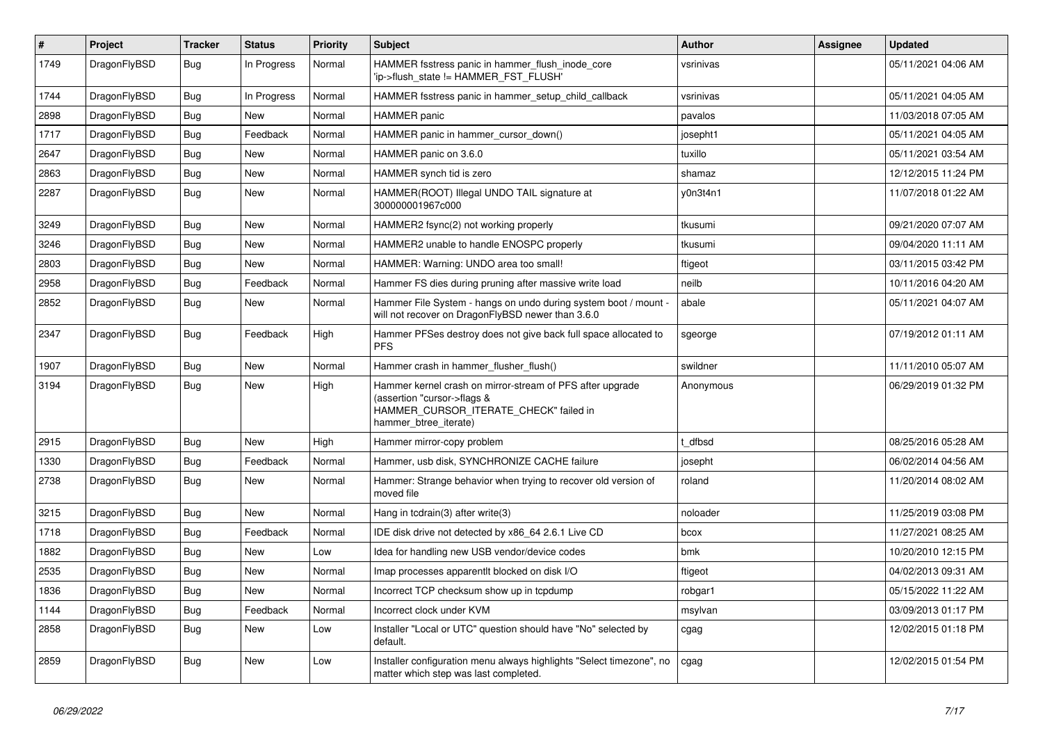| # | Project | Tracker | Status | Priority | Subject | Author | Assignee | Updated |
|---|---|---|---|---|---|---|---|---|
| 1749 | DragonFlyBSD | Bug | In Progress | Normal | HAMMER fsstress panic in hammer_flush_inode_core 'ip->flush_state != HAMMER_FST_FLUSH' | vsrinivas | | 05/11/2021 04:06 AM |
| 1744 | DragonFlyBSD | Bug | In Progress | Normal | HAMMER fsstress panic in hammer_setup_child_callback | vsrinivas | | 05/11/2021 04:05 AM |
| 2898 | DragonFlyBSD | Bug | New | Normal | HAMMER panic | pavalos | | 11/03/2018 07:05 AM |
| 1717 | DragonFlyBSD | Bug | Feedback | Normal | HAMMER panic in hammer_cursor_down() | josepht1 | | 05/11/2021 04:05 AM |
| 2647 | DragonFlyBSD | Bug | New | Normal | HAMMER panic on 3.6.0 | tuxillo | | 05/11/2021 03:54 AM |
| 2863 | DragonFlyBSD | Bug | New | Normal | HAMMER synch tid is zero | shamaz | | 12/12/2015 11:24 PM |
| 2287 | DragonFlyBSD | Bug | New | Normal | HAMMER(ROOT) Illegal UNDO TAIL signature at 300000001967c000 | y0n3t4n1 | | 11/07/2018 01:22 AM |
| 3249 | DragonFlyBSD | Bug | New | Normal | HAMMER2 fsync(2) not working properly | tkusumi | | 09/21/2020 07:07 AM |
| 3246 | DragonFlyBSD | Bug | New | Normal | HAMMER2 unable to handle ENOSPC properly | tkusumi | | 09/04/2020 11:11 AM |
| 2803 | DragonFlyBSD | Bug | New | Normal | HAMMER: Warning: UNDO area too small! | ftigeot | | 03/11/2015 03:42 PM |
| 2958 | DragonFlyBSD | Bug | Feedback | Normal | Hammer FS dies during pruning after massive write load | neilb | | 10/11/2016 04:20 AM |
| 2852 | DragonFlyBSD | Bug | New | Normal | Hammer File System - hangs on undo during system boot / mount - will not recover on DragonFlyBSD newer than 3.6.0 | abale | | 05/11/2021 04:07 AM |
| 2347 | DragonFlyBSD | Bug | Feedback | High | Hammer PFSes destroy does not give back full space allocated to PFS | sgeorge | | 07/19/2012 01:11 AM |
| 1907 | DragonFlyBSD | Bug | New | Normal | Hammer crash in hammer_flusher_flush() | swildner | | 11/11/2010 05:07 AM |
| 3194 | DragonFlyBSD | Bug | New | High | Hammer kernel crash on mirror-stream of PFS after upgrade (assertion "cursor->flags & HAMMER_CURSOR_ITERATE_CHECK" failed in hammer_btree_iterate) | Anonymous | | 06/29/2019 01:32 PM |
| 2915 | DragonFlyBSD | Bug | New | High | Hammer mirror-copy problem | t_dfbsd | | 08/25/2016 05:28 AM |
| 1330 | DragonFlyBSD | Bug | Feedback | Normal | Hammer, usb disk, SYNCHRONIZE CACHE failure | josepht | | 06/02/2014 04:56 AM |
| 2738 | DragonFlyBSD | Bug | New | Normal | Hammer: Strange behavior when trying to recover old version of moved file | roland | | 11/20/2014 08:02 AM |
| 3215 | DragonFlyBSD | Bug | New | Normal | Hang in tcdrain(3) after write(3) | noloader | | 11/25/2019 03:08 PM |
| 1718 | DragonFlyBSD | Bug | Feedback | Normal | IDE disk drive not detected by x86_64 2.6.1 Live CD | bcox | | 11/27/2021 08:25 AM |
| 1882 | DragonFlyBSD | Bug | New | Low | Idea for handling new USB vendor/device codes | bmk | | 10/20/2010 12:15 PM |
| 2535 | DragonFlyBSD | Bug | New | Normal | Imap processes apparentlt blocked on disk I/O | ftigeot | | 04/02/2013 09:31 AM |
| 1836 | DragonFlyBSD | Bug | New | Normal | Incorrect TCP checksum show up in tcpdump | robgar1 | | 05/15/2022 11:22 AM |
| 1144 | DragonFlyBSD | Bug | Feedback | Normal | Incorrect clock under KVM | msylvan | | 03/09/2013 01:17 PM |
| 2858 | DragonFlyBSD | Bug | New | Low | Installer "Local or UTC" question should have "No" selected by default. | cgag | | 12/02/2015 01:18 PM |
| 2859 | DragonFlyBSD | Bug | New | Low | Installer configuration menu always highlights "Select timezone", no matter which step was last completed. | cgag | | 12/02/2015 01:54 PM |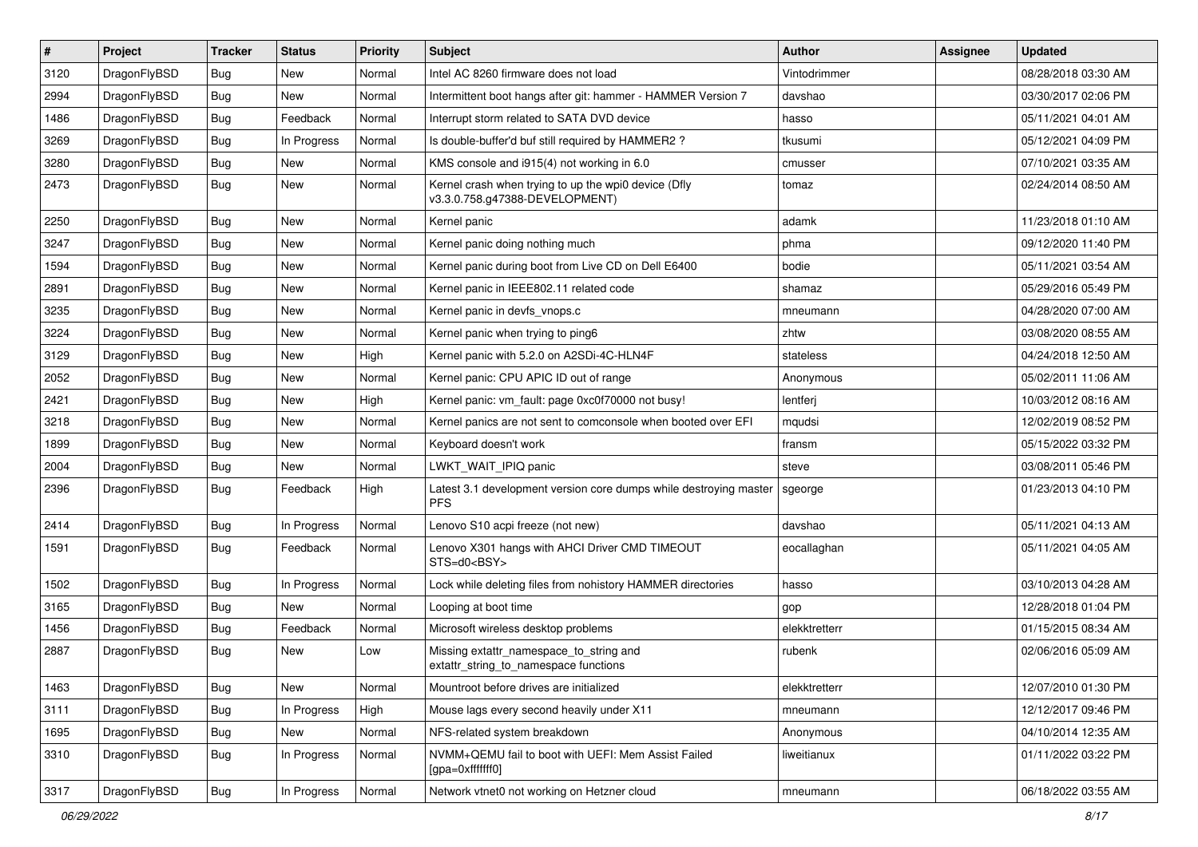| # | Project | Tracker | Status | Priority | Subject | Author | Assignee | Updated |
|---|---|---|---|---|---|---|---|---|
| 3120 | DragonFlyBSD | Bug | New | Normal | Intel AC 8260 firmware does not load | Vintodrimmer | | 08/28/2018 03:30 AM |
| 2994 | DragonFlyBSD | Bug | New | Normal | Intermittent boot hangs after git: hammer - HAMMER Version 7 | davshao | | 03/30/2017 02:06 PM |
| 1486 | DragonFlyBSD | Bug | Feedback | Normal | Interrupt storm related to SATA DVD device | hasso | | 05/11/2021 04:01 AM |
| 3269 | DragonFlyBSD | Bug | In Progress | Normal | Is double-buffer'd buf still required by HAMMER2 ? | tkusumi | | 05/12/2021 04:09 PM |
| 3280 | DragonFlyBSD | Bug | New | Normal | KMS console and i915(4) not working in 6.0 | cmusser | | 07/10/2021 03:35 AM |
| 2473 | DragonFlyBSD | Bug | New | Normal | Kernel crash when trying to up the wpi0 device (Dfly v3.3.0.758.g47388-DEVELOPMENT) | tomaz | | 02/24/2014 08:50 AM |
| 2250 | DragonFlyBSD | Bug | New | Normal | Kernel panic | adamk | | 11/23/2018 01:10 AM |
| 3247 | DragonFlyBSD | Bug | New | Normal | Kernel panic doing nothing much | phma | | 09/12/2020 11:40 PM |
| 1594 | DragonFlyBSD | Bug | New | Normal | Kernel panic during boot from Live CD on Dell E6400 | bodie | | 05/11/2021 03:54 AM |
| 2891 | DragonFlyBSD | Bug | New | Normal | Kernel panic in IEEE802.11 related code | shamaz | | 05/29/2016 05:49 PM |
| 3235 | DragonFlyBSD | Bug | New | Normal | Kernel panic in devfs_vnops.c | mneumann | | 04/28/2020 07:00 AM |
| 3224 | DragonFlyBSD | Bug | New | Normal | Kernel panic when trying to ping6 | zhtw | | 03/08/2020 08:55 AM |
| 3129 | DragonFlyBSD | Bug | New | High | Kernel panic with 5.2.0 on A2SDi-4C-HLN4F | stateless | | 04/24/2018 12:50 AM |
| 2052 | DragonFlyBSD | Bug | New | Normal | Kernel panic: CPU APIC ID out of range | Anonymous | | 05/02/2011 11:06 AM |
| 2421 | DragonFlyBSD | Bug | New | High | Kernel panic: vm_fault: page 0xc0f70000 not busy! | lentferj | | 10/03/2012 08:16 AM |
| 3218 | DragonFlyBSD | Bug | New | Normal | Kernel panics are not sent to comconsole when booted over EFI | mqudsi | | 12/02/2019 08:52 PM |
| 1899 | DragonFlyBSD | Bug | New | Normal | Keyboard doesn't work | fransm | | 05/15/2022 03:32 PM |
| 2004 | DragonFlyBSD | Bug | New | Normal | LWKT_WAIT_IPIQ panic | steve | | 03/08/2011 05:46 PM |
| 2396 | DragonFlyBSD | Bug | Feedback | High | Latest 3.1 development version core dumps while destroying master PFS | sgeorge | | 01/23/2013 04:10 PM |
| 2414 | DragonFlyBSD | Bug | In Progress | Normal | Lenovo S10 acpi freeze (not new) | davshao | | 05/11/2021 04:13 AM |
| 1591 | DragonFlyBSD | Bug | Feedback | Normal | Lenovo X301 hangs with AHCI Driver CMD TIMEOUT STS=d0<BSY> | eocallaghan | | 05/11/2021 04:05 AM |
| 1502 | DragonFlyBSD | Bug | In Progress | Normal | Lock while deleting files from nohistory HAMMER directories | hasso | | 03/10/2013 04:28 AM |
| 3165 | DragonFlyBSD | Bug | New | Normal | Looping at boot time | gop | | 12/28/2018 01:04 PM |
| 1456 | DragonFlyBSD | Bug | Feedback | Normal | Microsoft wireless desktop problems | elekktretterr | | 01/15/2015 08:34 AM |
| 2887 | DragonFlyBSD | Bug | New | Low | Missing extattr_namespace_to_string and extattr_string_to_namespace functions | rubenk | | 02/06/2016 05:09 AM |
| 1463 | DragonFlyBSD | Bug | New | Normal | Mountroot before drives are initialized | elekktretterr | | 12/07/2010 01:30 PM |
| 3111 | DragonFlyBSD | Bug | In Progress | High | Mouse lags every second heavily under X11 | mneumann | | 12/12/2017 09:46 PM |
| 1695 | DragonFlyBSD | Bug | New | Normal | NFS-related system breakdown | Anonymous | | 04/10/2014 12:35 AM |
| 3310 | DragonFlyBSD | Bug | In Progress | Normal | NVMM+QEMU fail to boot with UEFI: Mem Assist Failed [gpa=0xfffffff0] | liweitianux | | 01/11/2022 03:22 PM |
| 3317 | DragonFlyBSD | Bug | In Progress | Normal | Network vtnet0 not working on Hetzner cloud | mneumann | | 06/18/2022 03:55 AM |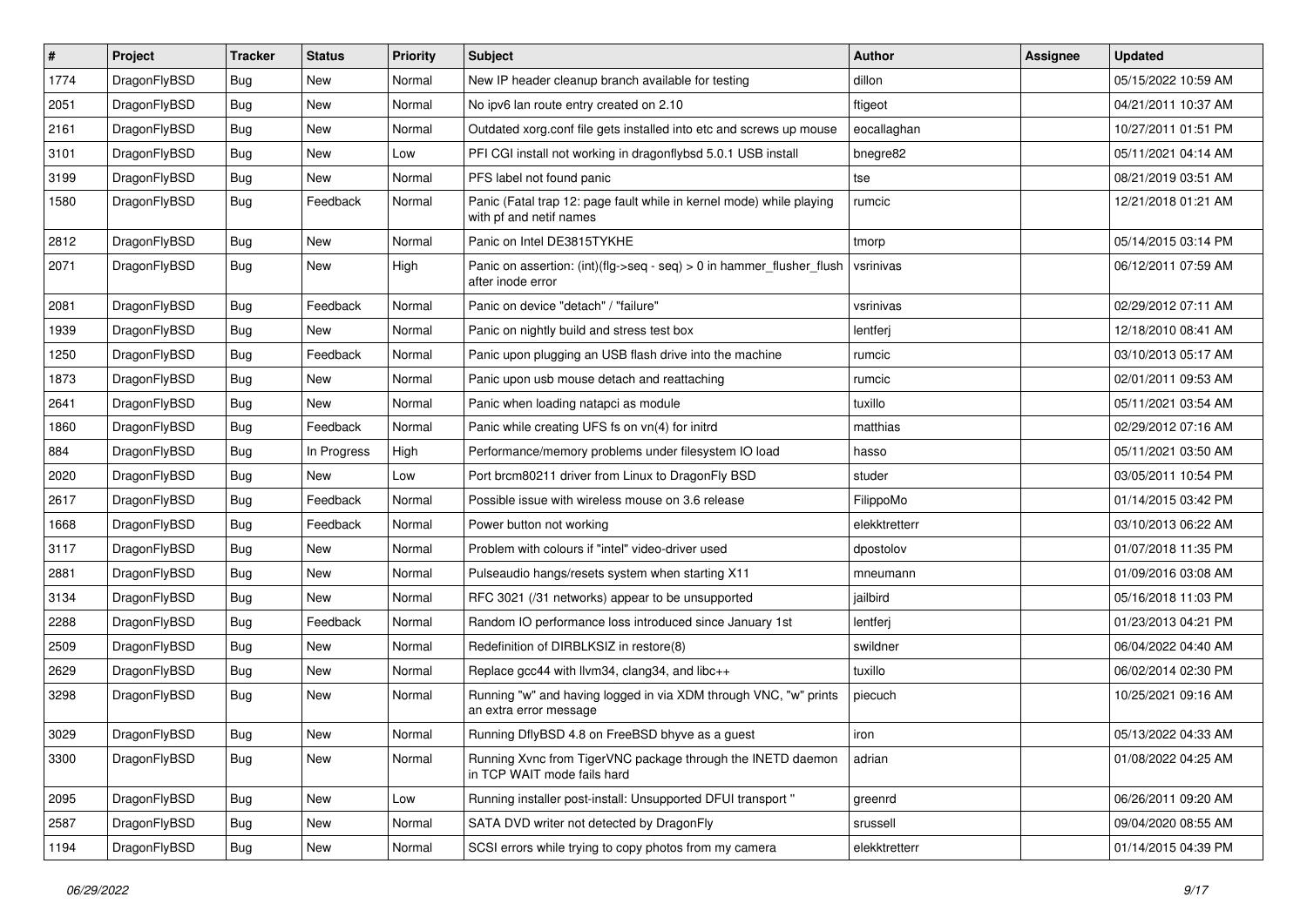| # | Project | Tracker | Status | Priority | Subject | Author | Assignee | Updated |
|---|---|---|---|---|---|---|---|---|
| 1774 | DragonFlyBSD | Bug | New | Normal | New IP header cleanup branch available for testing | dillon | | 05/15/2022 10:59 AM |
| 2051 | DragonFlyBSD | Bug | New | Normal | No ipv6 lan route entry created on 2.10 | ftigeot | | 04/21/2011 10:37 AM |
| 2161 | DragonFlyBSD | Bug | New | Normal | Outdated xorg.conf file gets installed into etc and screws up mouse | eocallaghan | | 10/27/2011 01:51 PM |
| 3101 | DragonFlyBSD | Bug | New | Low | PFI CGI install not working in dragonflybsd 5.0.1 USB install | bnegre82 | | 05/11/2021 04:14 AM |
| 3199 | DragonFlyBSD | Bug | New | Normal | PFS label not found panic | tse | | 08/21/2019 03:51 AM |
| 1580 | DragonFlyBSD | Bug | Feedback | Normal | Panic (Fatal trap 12: page fault while in kernel mode) while playing with pf and netif names | rumcic | | 12/21/2018 01:21 AM |
| 2812 | DragonFlyBSD | Bug | New | Normal | Panic on Intel DE3815TYKHE | tmorp | | 05/14/2015 03:14 PM |
| 2071 | DragonFlyBSD | Bug | New | High | Panic on assertion: (int)(flg->seq - seq) > 0 in hammer_flusher_flush after inode error | vsrinivas | | 06/12/2011 07:59 AM |
| 2081 | DragonFlyBSD | Bug | Feedback | Normal | Panic on device "detach" / "failure" | vsrinivas | | 02/29/2012 07:11 AM |
| 1939 | DragonFlyBSD | Bug | New | Normal | Panic on nightly build and stress test box | lentferj | | 12/18/2010 08:41 AM |
| 1250 | DragonFlyBSD | Bug | Feedback | Normal | Panic upon plugging an USB flash drive into the machine | rumcic | | 03/10/2013 05:17 AM |
| 1873 | DragonFlyBSD | Bug | New | Normal | Panic upon usb mouse detach and reattaching | rumcic | | 02/01/2011 09:53 AM |
| 2641 | DragonFlyBSD | Bug | New | Normal | Panic when loading natapci as module | tuxillo | | 05/11/2021 03:54 AM |
| 1860 | DragonFlyBSD | Bug | Feedback | Normal | Panic while creating UFS fs on vn(4) for initrd | matthias | | 02/29/2012 07:16 AM |
| 884 | DragonFlyBSD | Bug | In Progress | High | Performance/memory problems under filesystem IO load | hasso | | 05/11/2021 03:50 AM |
| 2020 | DragonFlyBSD | Bug | New | Low | Port brcm80211 driver from Linux to DragonFly BSD | studer | | 03/05/2011 10:54 PM |
| 2617 | DragonFlyBSD | Bug | Feedback | Normal | Possible issue with wireless mouse on 3.6 release | FilippoMo | | 01/14/2015 03:42 PM |
| 1668 | DragonFlyBSD | Bug | Feedback | Normal | Power button not working | elekktretterr | | 03/10/2013 06:22 AM |
| 3117 | DragonFlyBSD | Bug | New | Normal | Problem with colours if "intel" video-driver used | dpostolov | | 01/07/2018 11:35 PM |
| 2881 | DragonFlyBSD | Bug | New | Normal | Pulseaudio hangs/resets system when starting X11 | mneumann | | 01/09/2016 03:08 AM |
| 3134 | DragonFlyBSD | Bug | New | Normal | RFC 3021 (/31 networks) appear to be unsupported | jailbird | | 05/16/2018 11:03 PM |
| 2288 | DragonFlyBSD | Bug | Feedback | Normal | Random IO performance loss introduced since January 1st | lentferj | | 01/23/2013 04:21 PM |
| 2509 | DragonFlyBSD | Bug | New | Normal | Redefinition of DIRBLKSIZ in restore(8) | swildner | | 06/04/2022 04:40 AM |
| 2629 | DragonFlyBSD | Bug | New | Normal | Replace gcc44 with llvm34, clang34, and libc++ | tuxillo | | 06/02/2014 02:30 PM |
| 3298 | DragonFlyBSD | Bug | New | Normal | Running "w" and having logged in via XDM through VNC, "w" prints an extra error message | piecuch | | 10/25/2021 09:16 AM |
| 3029 | DragonFlyBSD | Bug | New | Normal | Running DflyBSD 4.8 on FreeBSD bhyve as a guest | iron | | 05/13/2022 04:33 AM |
| 3300 | DragonFlyBSD | Bug | New | Normal | Running Xvnc from TigerVNC package through the INETD daemon in TCP WAIT mode fails hard | adrian | | 01/08/2022 04:25 AM |
| 2095 | DragonFlyBSD | Bug | New | Low | Running installer post-install: Unsupported DFUI transport " | greenrd | | 06/26/2011 09:20 AM |
| 2587 | DragonFlyBSD | Bug | New | Normal | SATA DVD writer not detected by DragonFly | srussell | | 09/04/2020 08:55 AM |
| 1194 | DragonFlyBSD | Bug | New | Normal | SCSI errors while trying to copy photos from my camera | elekktretterr | | 01/14/2015 04:39 PM |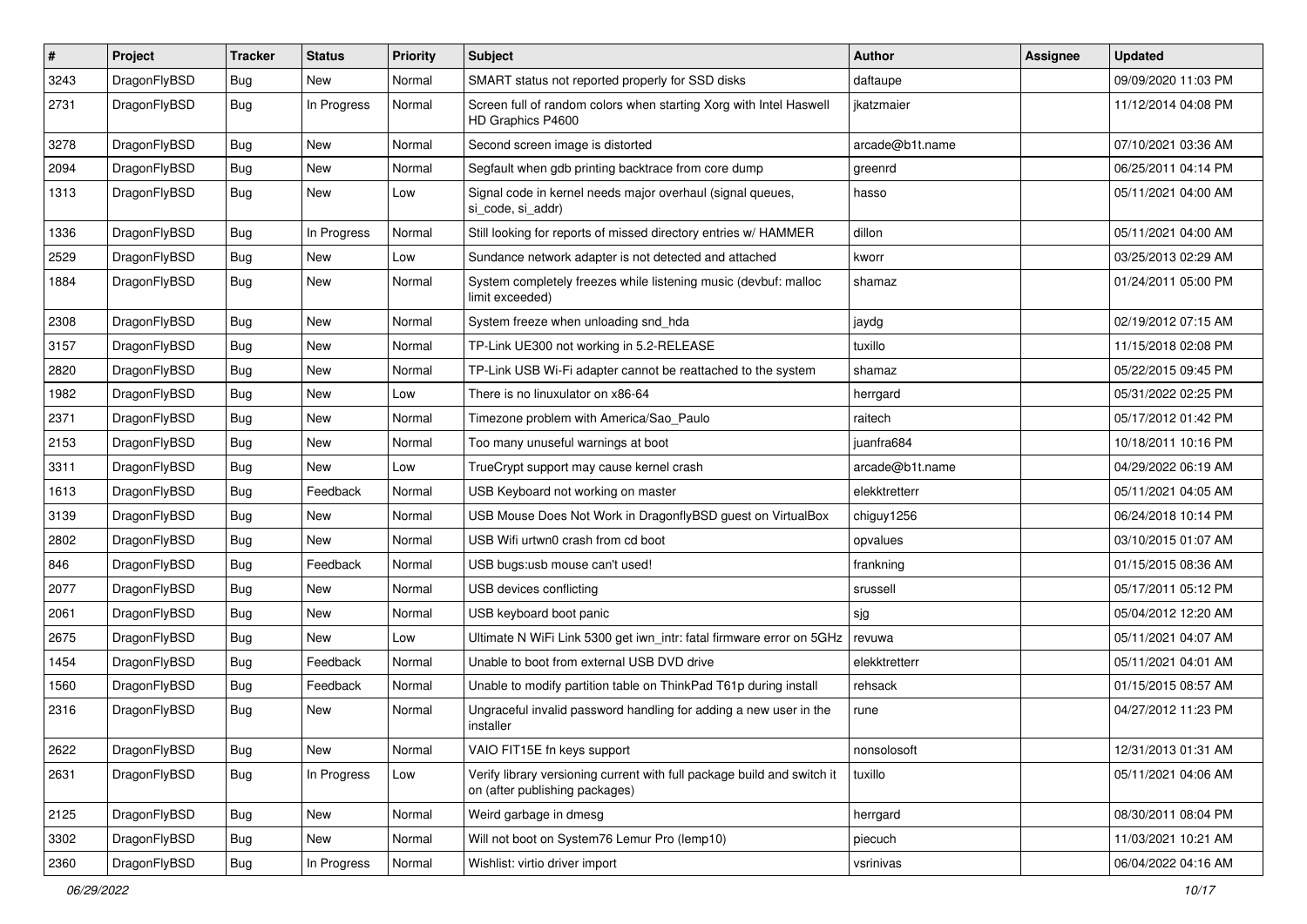| # | Project | Tracker | Status | Priority | Subject | Author | Assignee | Updated |
|---|---|---|---|---|---|---|---|---|
| 3243 | DragonFlyBSD | Bug | New | Normal | SMART status not reported properly for SSD disks | daftaupe | | 09/09/2020 11:03 PM |
| 2731 | DragonFlyBSD | Bug | In Progress | Normal | Screen full of random colors when starting Xorg with Intel Haswell HD Graphics P4600 | jkatzmaier | | 11/12/2014 04:08 PM |
| 3278 | DragonFlyBSD | Bug | New | Normal | Second screen image is distorted | arcade@b1t.name | | 07/10/2021 03:36 AM |
| 2094 | DragonFlyBSD | Bug | New | Normal | Segfault when gdb printing backtrace from core dump | greenrd | | 06/25/2011 04:14 PM |
| 1313 | DragonFlyBSD | Bug | New | Low | Signal code in kernel needs major overhaul (signal queues, si_code, si_addr) | hasso | | 05/11/2021 04:00 AM |
| 1336 | DragonFlyBSD | Bug | In Progress | Normal | Still looking for reports of missed directory entries w/ HAMMER | dillon | | 05/11/2021 04:00 AM |
| 2529 | DragonFlyBSD | Bug | New | Low | Sundance network adapter is not detected and attached | kworr | | 03/25/2013 02:29 AM |
| 1884 | DragonFlyBSD | Bug | New | Normal | System completely freezes while listening music (devbuf: malloc limit exceeded) | shamaz | | 01/24/2011 05:00 PM |
| 2308 | DragonFlyBSD | Bug | New | Normal | System freeze when unloading snd_hda | jaydg | | 02/19/2012 07:15 AM |
| 3157 | DragonFlyBSD | Bug | New | Normal | TP-Link UE300 not working in 5.2-RELEASE | tuxillo | | 11/15/2018 02:08 PM |
| 2820 | DragonFlyBSD | Bug | New | Normal | TP-Link USB Wi-Fi adapter cannot be reattached to the system | shamaz | | 05/22/2015 09:45 PM |
| 1982 | DragonFlyBSD | Bug | New | Low | There is no linuxulator on x86-64 | herrgard | | 05/31/2022 02:25 PM |
| 2371 | DragonFlyBSD | Bug | New | Normal | Timezone problem with America/Sao_Paulo | raitech | | 05/17/2012 01:42 PM |
| 2153 | DragonFlyBSD | Bug | New | Normal | Too many unuseful warnings at boot | juanfra684 | | 10/18/2011 10:16 PM |
| 3311 | DragonFlyBSD | Bug | New | Low | TrueCrypt support may cause kernel crash | arcade@b1t.name | | 04/29/2022 06:19 AM |
| 1613 | DragonFlyBSD | Bug | Feedback | Normal | USB Keyboard not working on master | elekktretterr | | 05/11/2021 04:05 AM |
| 3139 | DragonFlyBSD | Bug | New | Normal | USB Mouse Does Not Work in DragonflyBSD guest on VirtualBox | chiguy1256 | | 06/24/2018 10:14 PM |
| 2802 | DragonFlyBSD | Bug | New | Normal | USB Wifi urtwn0 crash from cd boot | opvalues | | 03/10/2015 01:07 AM |
| 846 | DragonFlyBSD | Bug | Feedback | Normal | USB bugs:usb mouse can't used! | frankning | | 01/15/2015 08:36 AM |
| 2077 | DragonFlyBSD | Bug | New | Normal | USB devices conflicting | srussell | | 05/17/2011 05:12 PM |
| 2061 | DragonFlyBSD | Bug | New | Normal | USB keyboard boot panic | sjg | | 05/04/2012 12:20 AM |
| 2675 | DragonFlyBSD | Bug | New | Low | Ultimate N WiFi Link 5300 get iwn_intr: fatal firmware error on 5GHz | revuwa | | 05/11/2021 04:07 AM |
| 1454 | DragonFlyBSD | Bug | Feedback | Normal | Unable to boot from external USB DVD drive | elekktretterr | | 05/11/2021 04:01 AM |
| 1560 | DragonFlyBSD | Bug | Feedback | Normal | Unable to modify partition table on ThinkPad T61p during install | rehsack | | 01/15/2015 08:57 AM |
| 2316 | DragonFlyBSD | Bug | New | Normal | Ungraceful invalid password handling for adding a new user in the installer | rune | | 04/27/2012 11:23 PM |
| 2622 | DragonFlyBSD | Bug | New | Normal | VAIO FIT15E fn keys support | nonsolosoft | | 12/31/2013 01:31 AM |
| 2631 | DragonFlyBSD | Bug | In Progress | Low | Verify library versioning current with full package build and switch it on (after publishing packages) | tuxillo | | 05/11/2021 04:06 AM |
| 2125 | DragonFlyBSD | Bug | New | Normal | Weird garbage in dmesg | herrgard | | 08/30/2011 08:04 PM |
| 3302 | DragonFlyBSD | Bug | New | Normal | Will not boot on System76 Lemur Pro (lemp10) | piecuch | | 11/03/2021 10:21 AM |
| 2360 | DragonFlyBSD | Bug | In Progress | Normal | Wishlist: virtio driver import | vsrinivas | | 06/04/2022 04:16 AM |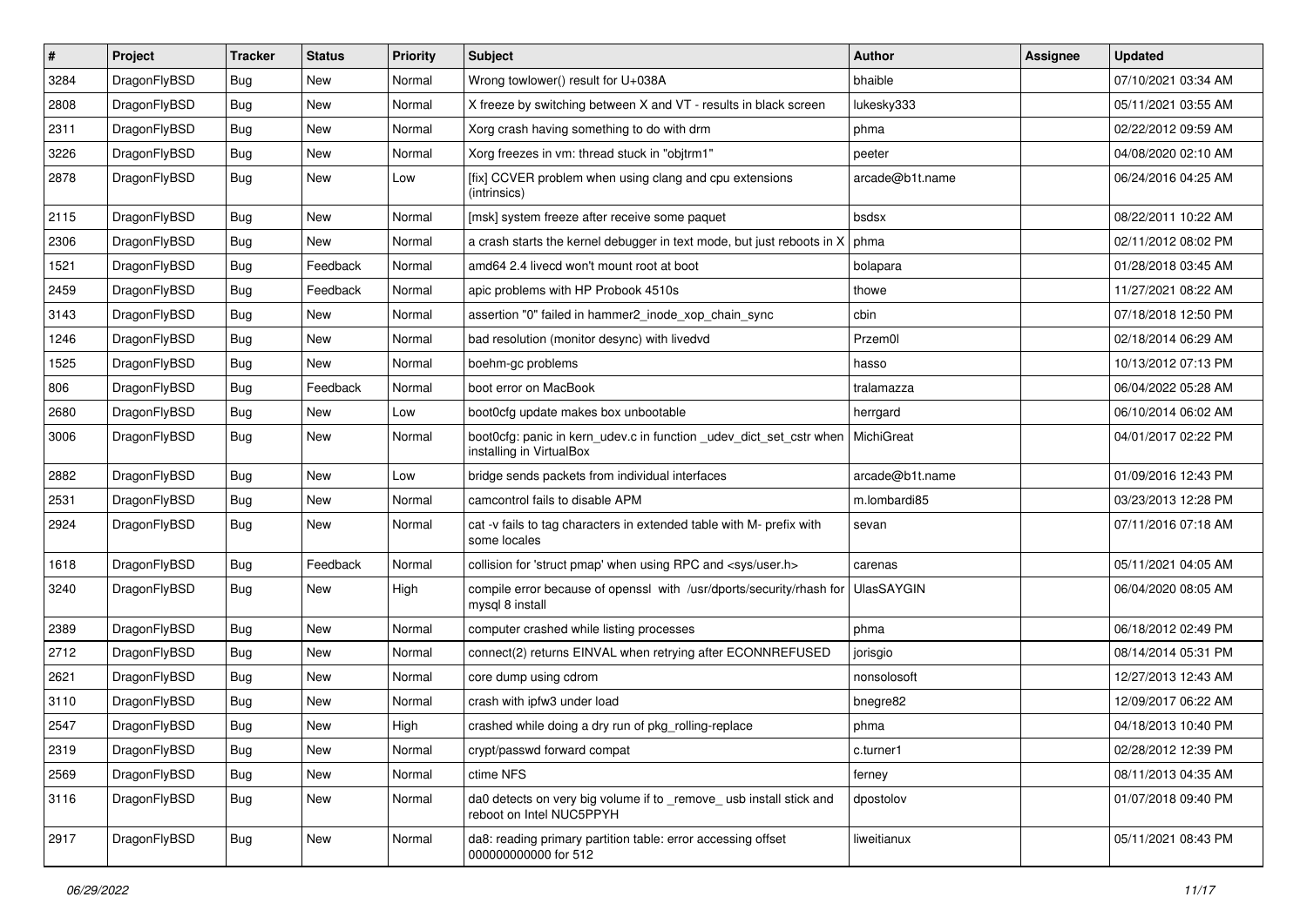| # | Project | Tracker | Status | Priority | Subject | Author | Assignee | Updated |
|---|---|---|---|---|---|---|---|---|
| 3284 | DragonFlyBSD | Bug | New | Normal | Wrong towlower() result for U+038A | bhaible | | 07/10/2021 03:34 AM |
| 2808 | DragonFlyBSD | Bug | New | Normal | X freeze by switching between X and VT - results in black screen | lukesky333 | | 05/11/2021 03:55 AM |
| 2311 | DragonFlyBSD | Bug | New | Normal | Xorg crash having something to do with drm | phma | | 02/22/2012 09:59 AM |
| 3226 | DragonFlyBSD | Bug | New | Normal | Xorg freezes in vm: thread stuck in "objtrm1" | peeter | | 04/08/2020 02:10 AM |
| 2878 | DragonFlyBSD | Bug | New | Low | [fix] CCVER problem when using clang and cpu extensions (intrinsics) | arcade@b1t.name | | 06/24/2016 04:25 AM |
| 2115 | DragonFlyBSD | Bug | New | Normal | [msk] system freeze after receive some paquet | bsdsx | | 08/22/2011 10:22 AM |
| 2306 | DragonFlyBSD | Bug | New | Normal | a crash starts the kernel debugger in text mode, but just reboots in X | phma | | 02/11/2012 08:02 PM |
| 1521 | DragonFlyBSD | Bug | Feedback | Normal | amd64 2.4 livecd won't mount root at boot | bolapara | | 01/28/2018 03:45 AM |
| 2459 | DragonFlyBSD | Bug | Feedback | Normal | apic problems with HP Probook 4510s | thowe | | 11/27/2021 08:22 AM |
| 3143 | DragonFlyBSD | Bug | New | Normal | assertion "0" failed in hammer2_inode_xop_chain_sync | cbin | | 07/18/2018 12:50 PM |
| 1246 | DragonFlyBSD | Bug | New | Normal | bad resolution (monitor desync) with livedvd | Przem0l | | 02/18/2014 06:29 AM |
| 1525 | DragonFlyBSD | Bug | New | Normal | boehm-gc problems | hasso | | 10/13/2012 07:13 PM |
| 806 | DragonFlyBSD | Bug | Feedback | Normal | boot error on MacBook | tralamazza | | 06/04/2022 05:28 AM |
| 2680 | DragonFlyBSD | Bug | New | Low | boot0cfg update makes box unbootable | herrgard | | 06/10/2014 06:02 AM |
| 3006 | DragonFlyBSD | Bug | New | Normal | boot0cfg: panic in kern_udev.c in function _udev_dict_set_cstr when installing in VirtualBox | MichiGreat | | 04/01/2017 02:22 PM |
| 2882 | DragonFlyBSD | Bug | New | Low | bridge sends packets from individual interfaces | arcade@b1t.name | | 01/09/2016 12:43 PM |
| 2531 | DragonFlyBSD | Bug | New | Normal | camcontrol fails to disable APM | m.lombardi85 | | 03/23/2013 12:28 PM |
| 2924 | DragonFlyBSD | Bug | New | Normal | cat -v fails to tag characters in extended table with M- prefix with some locales | sevan | | 07/11/2016 07:18 AM |
| 1618 | DragonFlyBSD | Bug | Feedback | Normal | collision for 'struct pmap' when using RPC and <sys/user.h> | carenas | | 05/11/2021 04:05 AM |
| 3240 | DragonFlyBSD | Bug | New | High | compile error because of openssl with /usr/dports/security/rhash for mysql 8 install | UlasSAYGIN | | 06/04/2020 08:05 AM |
| 2389 | DragonFlyBSD | Bug | New | Normal | computer crashed while listing processes | phma | | 06/18/2012 02:49 PM |
| 2712 | DragonFlyBSD | Bug | New | Normal | connect(2) returns EINVAL when retrying after ECONNREFUSED | jorisgio | | 08/14/2014 05:31 PM |
| 2621 | DragonFlyBSD | Bug | New | Normal | core dump using cdrom | nonsolosoft | | 12/27/2013 12:43 AM |
| 3110 | DragonFlyBSD | Bug | New | Normal | crash with ipfw3 under load | bnegre82 | | 12/09/2017 06:22 AM |
| 2547 | DragonFlyBSD | Bug | New | High | crashed while doing a dry run of pkg_rolling-replace | phma | | 04/18/2013 10:40 PM |
| 2319 | DragonFlyBSD | Bug | New | Normal | crypt/passwd forward compat | c.turner1 | | 02/28/2012 12:39 PM |
| 2569 | DragonFlyBSD | Bug | New | Normal | ctime NFS | ferney | | 08/11/2013 04:35 AM |
| 3116 | DragonFlyBSD | Bug | New | Normal | da0 detects on very big volume if to _remove_ usb install stick and reboot on Intel NUC5PPYH | dpostolov | | 01/07/2018 09:40 PM |
| 2917 | DragonFlyBSD | Bug | New | Normal | da8: reading primary partition table: error accessing offset 000000000000 for 512 | liweitianux | | 05/11/2021 08:43 PM |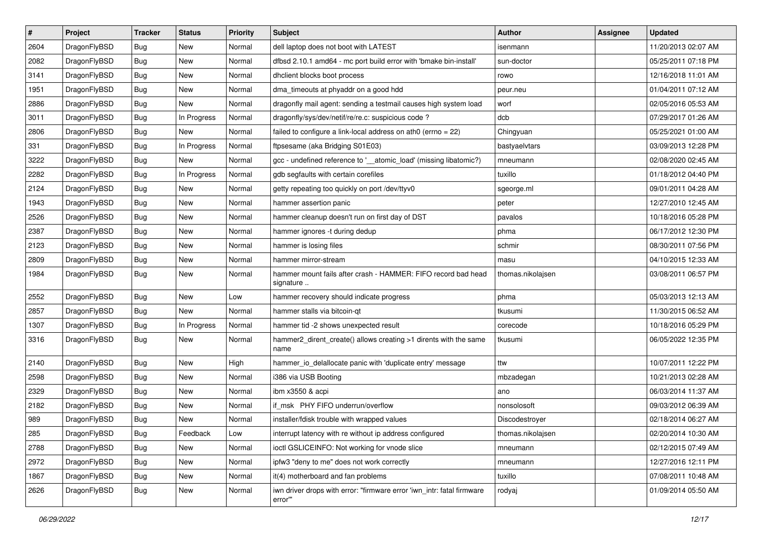| # | Project | Tracker | Status | Priority | Subject | Author | Assignee | Updated |
|---|---|---|---|---|---|---|---|---|
| 2604 | DragonFlyBSD | Bug | New | Normal | dell laptop does not boot with LATEST | isenmann | | 11/20/2013 02:07 AM |
| 2082 | DragonFlyBSD | Bug | New | Normal | dfbsd 2.10.1 amd64 - mc port build error with 'bmake bin-install' | sun-doctor | | 05/25/2011 07:18 PM |
| 3141 | DragonFlyBSD | Bug | New | Normal | dhclient blocks boot process | rowo | | 12/16/2018 11:01 AM |
| 1951 | DragonFlyBSD | Bug | New | Normal | dma_timeouts at phyaddr on a good hdd | peur.neu | | 01/04/2011 07:12 AM |
| 2886 | DragonFlyBSD | Bug | New | Normal | dragonfly mail agent: sending a testmail causes high system load | worf | | 02/05/2016 05:53 AM |
| 3011 | DragonFlyBSD | Bug | In Progress | Normal | dragonfly/sys/dev/netif/re/re.c: suspicious code ? | dcb | | 07/29/2017 01:26 AM |
| 2806 | DragonFlyBSD | Bug | New | Normal | failed to configure a link-local address on ath0 (errno = 22) | Chingyuan | | 05/25/2021 01:00 AM |
| 331 | DragonFlyBSD | Bug | In Progress | Normal | ftpsesame (aka Bridging S01E03) | bastyaelvtars | | 03/09/2013 12:28 PM |
| 3222 | DragonFlyBSD | Bug | New | Normal | gcc - undefined reference to '__atomic_load' (missing libatomic?) | mneumann | | 02/08/2020 02:45 AM |
| 2282 | DragonFlyBSD | Bug | In Progress | Normal | gdb segfaults with certain corefiles | tuxillo | | 01/18/2012 04:40 PM |
| 2124 | DragonFlyBSD | Bug | New | Normal | getty repeating too quickly on port /dev/ttyv0 | sgeorge.ml | | 09/01/2011 04:28 AM |
| 1943 | DragonFlyBSD | Bug | New | Normal | hammer assertion panic | peter | | 12/27/2010 12:45 AM |
| 2526 | DragonFlyBSD | Bug | New | Normal | hammer cleanup doesn't run on first day of DST | pavalos | | 10/18/2016 05:28 PM |
| 2387 | DragonFlyBSD | Bug | New | Normal | hammer ignores -t during dedup | phma | | 06/17/2012 12:30 PM |
| 2123 | DragonFlyBSD | Bug | New | Normal | hammer is losing files | schmir | | 08/30/2011 07:56 PM |
| 2809 | DragonFlyBSD | Bug | New | Normal | hammer mirror-stream | masu | | 04/10/2015 12:33 AM |
| 1984 | DragonFlyBSD | Bug | New | Normal | hammer mount fails after crash - HAMMER: FIFO record bad head signature .. | thomas.nikolajsen | | 03/08/2011 06:57 PM |
| 2552 | DragonFlyBSD | Bug | New | Low | hammer recovery should indicate progress | phma | | 05/03/2013 12:13 AM |
| 2857 | DragonFlyBSD | Bug | New | Normal | hammer stalls via bitcoin-qt | tkusumi | | 11/30/2015 06:52 AM |
| 1307 | DragonFlyBSD | Bug | In Progress | Normal | hammer tid -2 shows unexpected result | corecode | | 10/18/2016 05:29 PM |
| 3316 | DragonFlyBSD | Bug | New | Normal | hammer2_dirent_create() allows creating >1 dirents with the same name | tkusumi | | 06/05/2022 12:35 PM |
| 2140 | DragonFlyBSD | Bug | New | High | hammer_io_delallocate panic with 'duplicate entry' message | ttw | | 10/07/2011 12:22 PM |
| 2598 | DragonFlyBSD | Bug | New | Normal | i386 via USB Booting | mbzadegan | | 10/21/2013 02:28 AM |
| 2329 | DragonFlyBSD | Bug | New | Normal | ibm x3550 & acpi | ano | | 06/03/2014 11:37 AM |
| 2182 | DragonFlyBSD | Bug | New | Normal | if_msk PHY FIFO underrun/overflow | nonsolosoft | | 09/03/2012 06:39 AM |
| 989 | DragonFlyBSD | Bug | New | Normal | installer/fdisk trouble with wrapped values | Discodestroyer | | 02/18/2014 06:27 AM |
| 285 | DragonFlyBSD | Bug | Feedback | Low | interrupt latency with re without ip address configured | thomas.nikolajsen | | 02/20/2014 10:30 AM |
| 2788 | DragonFlyBSD | Bug | New | Normal | ioctl GSLICEINFO: Not working for vnode slice | mneumann | | 02/12/2015 07:49 AM |
| 2972 | DragonFlyBSD | Bug | New | Normal | ipfw3 "deny to me" does not work correctly | mneumann | | 12/27/2016 12:11 PM |
| 1867 | DragonFlyBSD | Bug | New | Normal | it(4) motherboard and fan problems | tuxillo | | 07/08/2011 10:48 AM |
| 2626 | DragonFlyBSD | Bug | New | Normal | iwn driver drops with error: "firmware error 'iwn_intr: fatal firmware error'" | rodyaj | | 01/09/2014 05:50 AM |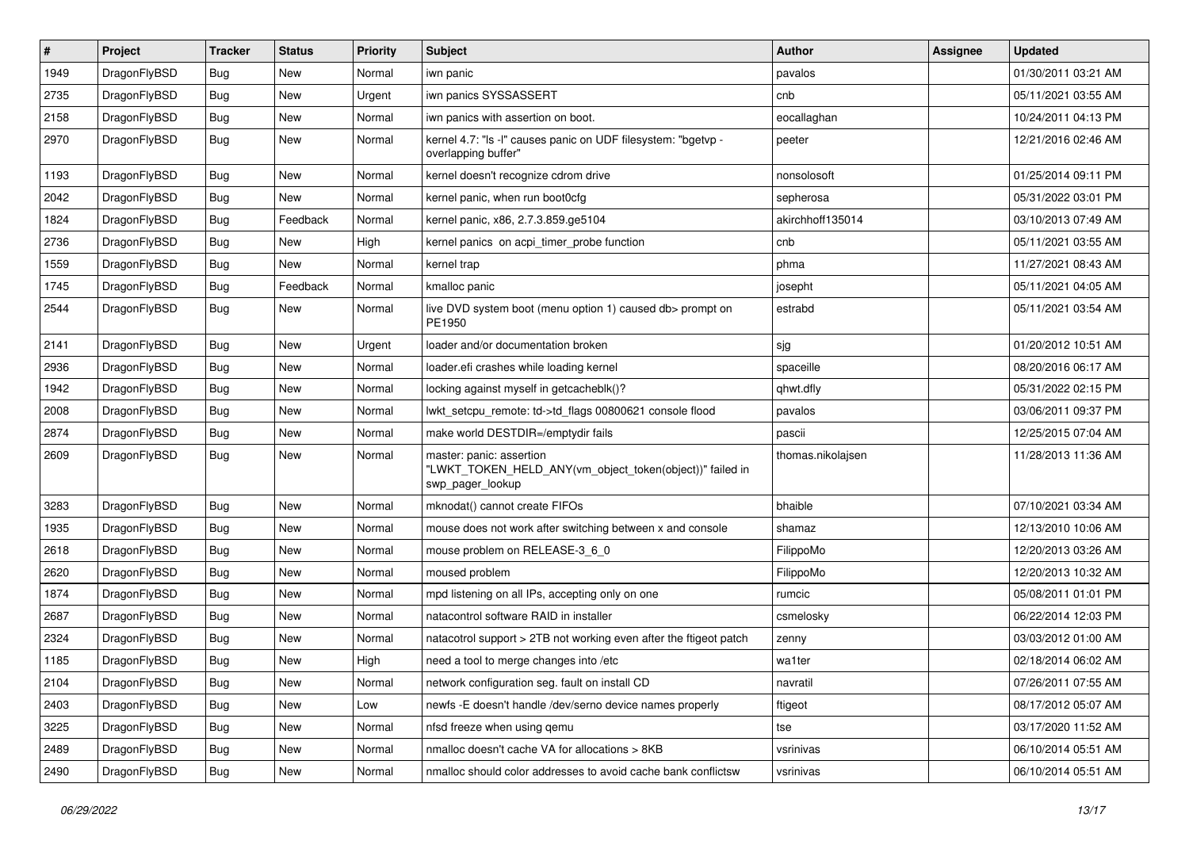| # | Project | Tracker | Status | Priority | Subject | Author | Assignee | Updated |
| --- | --- | --- | --- | --- | --- | --- | --- | --- |
| 1949 | DragonFlyBSD | Bug | New | Normal | iwn panic | pavalos | | 01/30/2011 03:21 AM |
| 2735 | DragonFlyBSD | Bug | New | Urgent | iwn panics SYSSASSERT | cnb | | 05/11/2021 03:55 AM |
| 2158 | DragonFlyBSD | Bug | New | Normal | iwn panics with assertion on boot. | eocallaghan | | 10/24/2011 04:13 PM |
| 2970 | DragonFlyBSD | Bug | New | Normal | kernel 4.7: "ls -l" causes panic on UDF filesystem: "bgetvp - overlapping buffer" | peeter | | 12/21/2016 02:46 AM |
| 1193 | DragonFlyBSD | Bug | New | Normal | kernel doesn't recognize cdrom drive | nonsolosoft | | 01/25/2014 09:11 PM |
| 2042 | DragonFlyBSD | Bug | New | Normal | kernel panic, when run boot0cfg | sepherosa | | 05/31/2022 03:01 PM |
| 1824 | DragonFlyBSD | Bug | Feedback | Normal | kernel panic, x86, 2.7.3.859.ge5104 | akirchhoff135014 | | 03/10/2013 07:49 AM |
| 2736 | DragonFlyBSD | Bug | New | High | kernel panics on acpi_timer_probe function | cnb | | 05/11/2021 03:55 AM |
| 1559 | DragonFlyBSD | Bug | New | Normal | kernel trap | phma | | 11/27/2021 08:43 AM |
| 1745 | DragonFlyBSD | Bug | Feedback | Normal | kmalloc panic | josepht | | 05/11/2021 04:05 AM |
| 2544 | DragonFlyBSD | Bug | New | Normal | live DVD system boot (menu option 1) caused db> prompt on PE1950 | estrabd | | 05/11/2021 03:54 AM |
| 2141 | DragonFlyBSD | Bug | New | Urgent | loader and/or documentation broken | sjg | | 01/20/2012 10:51 AM |
| 2936 | DragonFlyBSD | Bug | New | Normal | loader.efi crashes while loading kernel | spaceille | | 08/20/2016 06:17 AM |
| 1942 | DragonFlyBSD | Bug | New | Normal | locking against myself in getcacheblk()? | qhwt.dfly | | 05/31/2022 02:15 PM |
| 2008 | DragonFlyBSD | Bug | New | Normal | lwkt_setcpu_remote: td->td_flags 00800621 console flood | pavalos | | 03/06/2011 09:37 PM |
| 2874 | DragonFlyBSD | Bug | New | Normal | make world DESTDIR=/emptydir fails | pascii | | 12/25/2015 07:04 AM |
| 2609 | DragonFlyBSD | Bug | New | Normal | master: panic: assertion "LWKT_TOKEN_HELD_ANY(vm_object_token(object))" failed in swp_pager_lookup | thomas.nikolajsen | | 11/28/2013 11:36 AM |
| 3283 | DragonFlyBSD | Bug | New | Normal | mknodat() cannot create FIFOs | bhaible | | 07/10/2021 03:34 AM |
| 1935 | DragonFlyBSD | Bug | New | Normal | mouse does not work after switching between x and console | shamaz | | 12/13/2010 10:06 AM |
| 2618 | DragonFlyBSD | Bug | New | Normal | mouse problem on RELEASE-3_6_0 | FilippoMo | | 12/20/2013 03:26 AM |
| 2620 | DragonFlyBSD | Bug | New | Normal | moused problem | FilippoMo | | 12/20/2013 10:32 AM |
| 1874 | DragonFlyBSD | Bug | New | Normal | mpd listening on all IPs, accepting only on one | rumcic | | 05/08/2011 01:01 PM |
| 2687 | DragonFlyBSD | Bug | New | Normal | natacontrol software RAID in installer | csmelosky | | 06/22/2014 12:03 PM |
| 2324 | DragonFlyBSD | Bug | New | Normal | natacotrol support > 2TB not working even after the ftigeot patch | zenny | | 03/03/2012 01:00 AM |
| 1185 | DragonFlyBSD | Bug | New | High | need a tool to merge changes into /etc | wa1ter | | 02/18/2014 06:02 AM |
| 2104 | DragonFlyBSD | Bug | New | Normal | network configuration seg. fault on install CD | navratil | | 07/26/2011 07:55 AM |
| 2403 | DragonFlyBSD | Bug | New | Low | newfs -E doesn't handle /dev/serno device names properly | ftigeot | | 08/17/2012 05:07 AM |
| 3225 | DragonFlyBSD | Bug | New | Normal | nfsd freeze when using qemu | tse | | 03/17/2020 11:52 AM |
| 2489 | DragonFlyBSD | Bug | New | Normal | nmalloc doesn't cache VA for allocations > 8KB | vsrinivas | | 06/10/2014 05:51 AM |
| 2490 | DragonFlyBSD | Bug | New | Normal | nmalloc should color addresses to avoid cache bank conflictsw | vsrinivas | | 06/10/2014 05:51 AM |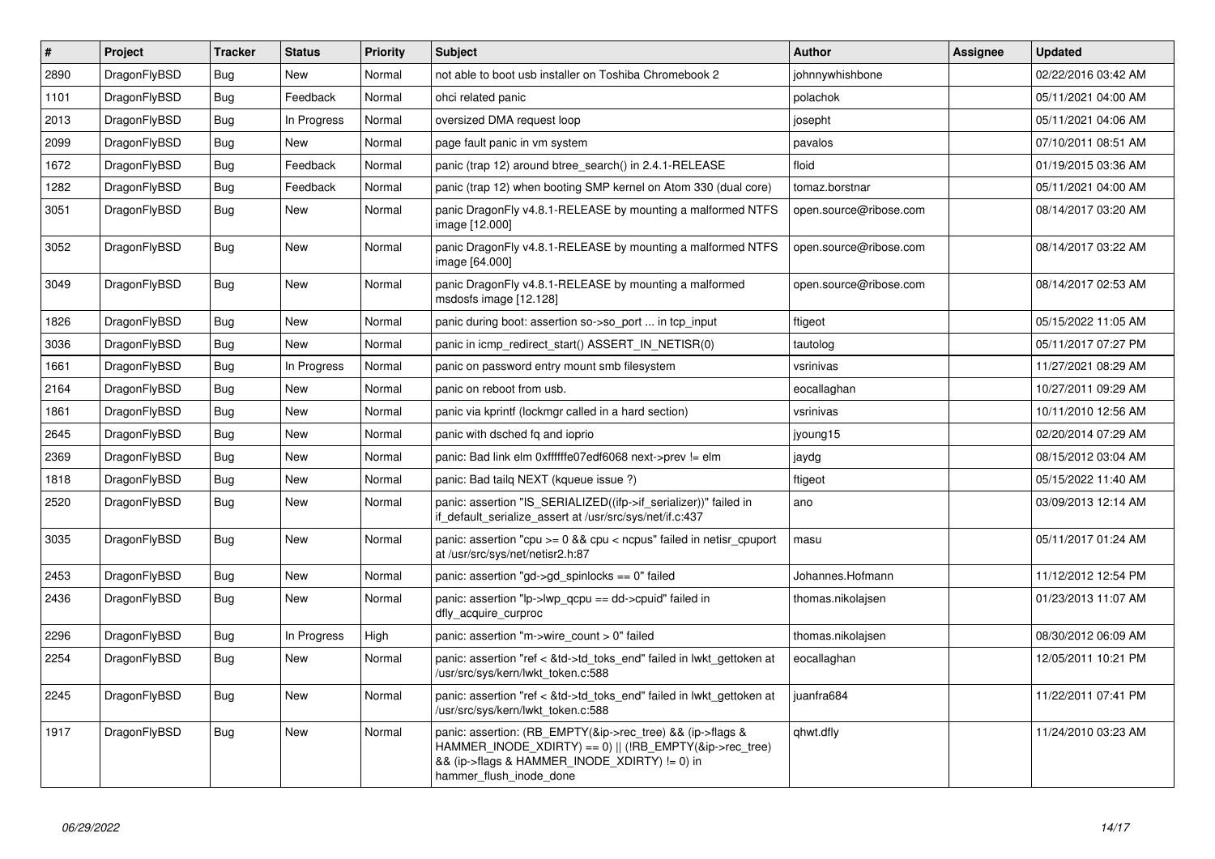| # | Project | Tracker | Status | Priority | Subject | Author | Assignee | Updated |
|---|---|---|---|---|---|---|---|---|
| 2890 | DragonFlyBSD | Bug | New | Normal | not able to boot usb installer on Toshiba Chromebook 2 | johnnywhishbone | | 02/22/2016 03:42 AM |
| 1101 | DragonFlyBSD | Bug | Feedback | Normal | ohci related panic | polachok | | 05/11/2021 04:00 AM |
| 2013 | DragonFlyBSD | Bug | In Progress | Normal | oversized DMA request loop | josepht | | 05/11/2021 04:06 AM |
| 2099 | DragonFlyBSD | Bug | New | Normal | page fault panic in vm system | pavalos | | 07/10/2011 08:51 AM |
| 1672 | DragonFlyBSD | Bug | Feedback | Normal | panic (trap 12) around btree_search() in 2.4.1-RELEASE | floid | | 01/19/2015 03:36 AM |
| 1282 | DragonFlyBSD | Bug | Feedback | Normal | panic (trap 12) when booting SMP kernel on Atom 330 (dual core) | tomaz.borstnar | | 05/11/2021 04:00 AM |
| 3051 | DragonFlyBSD | Bug | New | Normal | panic DragonFly v4.8.1-RELEASE by mounting a malformed NTFS image [12.000] | open.source@ribose.com | | 08/14/2017 03:20 AM |
| 3052 | DragonFlyBSD | Bug | New | Normal | panic DragonFly v4.8.1-RELEASE by mounting a malformed NTFS image [64.000] | open.source@ribose.com | | 08/14/2017 03:22 AM |
| 3049 | DragonFlyBSD | Bug | New | Normal | panic DragonFly v4.8.1-RELEASE by mounting a malformed msdosfs image [12.128] | open.source@ribose.com | | 08/14/2017 02:53 AM |
| 1826 | DragonFlyBSD | Bug | New | Normal | panic during boot: assertion so->so_port ... in tcp_input | ftigeot | | 05/15/2022 11:05 AM |
| 3036 | DragonFlyBSD | Bug | New | Normal | panic in icmp_redirect_start() ASSERT_IN_NETISR(0) | tautolog | | 05/11/2017 07:27 PM |
| 1661 | DragonFlyBSD | Bug | In Progress | Normal | panic on password entry mount smb filesystem | vsrinivas | | 11/27/2021 08:29 AM |
| 2164 | DragonFlyBSD | Bug | New | Normal | panic on reboot from usb. | eocallaghan | | 10/27/2011 09:29 AM |
| 1861 | DragonFlyBSD | Bug | New | Normal | panic via kprintf (lockmgr called in a hard section) | vsrinivas | | 10/11/2010 12:56 AM |
| 2645 | DragonFlyBSD | Bug | New | Normal | panic with dsched fq and ioprio | jyoung15 | | 02/20/2014 07:29 AM |
| 2369 | DragonFlyBSD | Bug | New | Normal | panic: Bad link elm 0xffffffe07edf6068 next->prev != elm | jaydg | | 08/15/2012 03:04 AM |
| 1818 | DragonFlyBSD | Bug | New | Normal | panic: Bad tailq NEXT (kqueue issue ?) | ftigeot | | 05/15/2022 11:40 AM |
| 2520 | DragonFlyBSD | Bug | New | Normal | panic: assertion "IS_SERIALIZED((ifp->if_serializer))" failed in if_default_serialize_assert at /usr/src/sys/net/if.c:437 | ano | | 03/09/2013 12:14 AM |
| 3035 | DragonFlyBSD | Bug | New | Normal | panic: assertion "cpu >= 0 && cpu < ncpus" failed in netisr_cpuport at /usr/src/sys/net/netisr2.h:87 | masu | | 05/11/2017 01:24 AM |
| 2453 | DragonFlyBSD | Bug | New | Normal | panic: assertion "gd->gd_spinlocks == 0" failed | Johannes.Hofmann | | 11/12/2012 12:54 PM |
| 2436 | DragonFlyBSD | Bug | New | Normal | panic: assertion "lp->lwp_qcpu == dd->cpuid" failed in dfly_acquire_curproc | thomas.nikolajsen | | 01/23/2013 11:07 AM |
| 2296 | DragonFlyBSD | Bug | In Progress | High | panic: assertion "m->wire_count > 0" failed | thomas.nikolajsen | | 08/30/2012 06:09 AM |
| 2254 | DragonFlyBSD | Bug | New | Normal | panic: assertion "ref < &td->td_toks_end" failed in lwkt_gettoken at /usr/src/sys/kern/lwkt_token.c:588 | eocallaghan | | 12/05/2011 10:21 PM |
| 2245 | DragonFlyBSD | Bug | New | Normal | panic: assertion "ref < &td->td_toks_end" failed in lwkt_gettoken at /usr/src/sys/kern/lwkt_token.c:588 | juanfra684 | | 11/22/2011 07:41 PM |
| 1917 | DragonFlyBSD | Bug | New | Normal | panic: assertion: (RB_EMPTY(&ip->rec_tree) && (ip->flags & HAMMER_INODE_XDIRTY) == 0) \|\| (!RB_EMPTY(&ip->rec_tree) && (ip->flags & HAMMER_INODE_XDIRTY) != 0) in hammer_flush_inode_done | qhwt.dfly | | 11/24/2010 03:23 AM |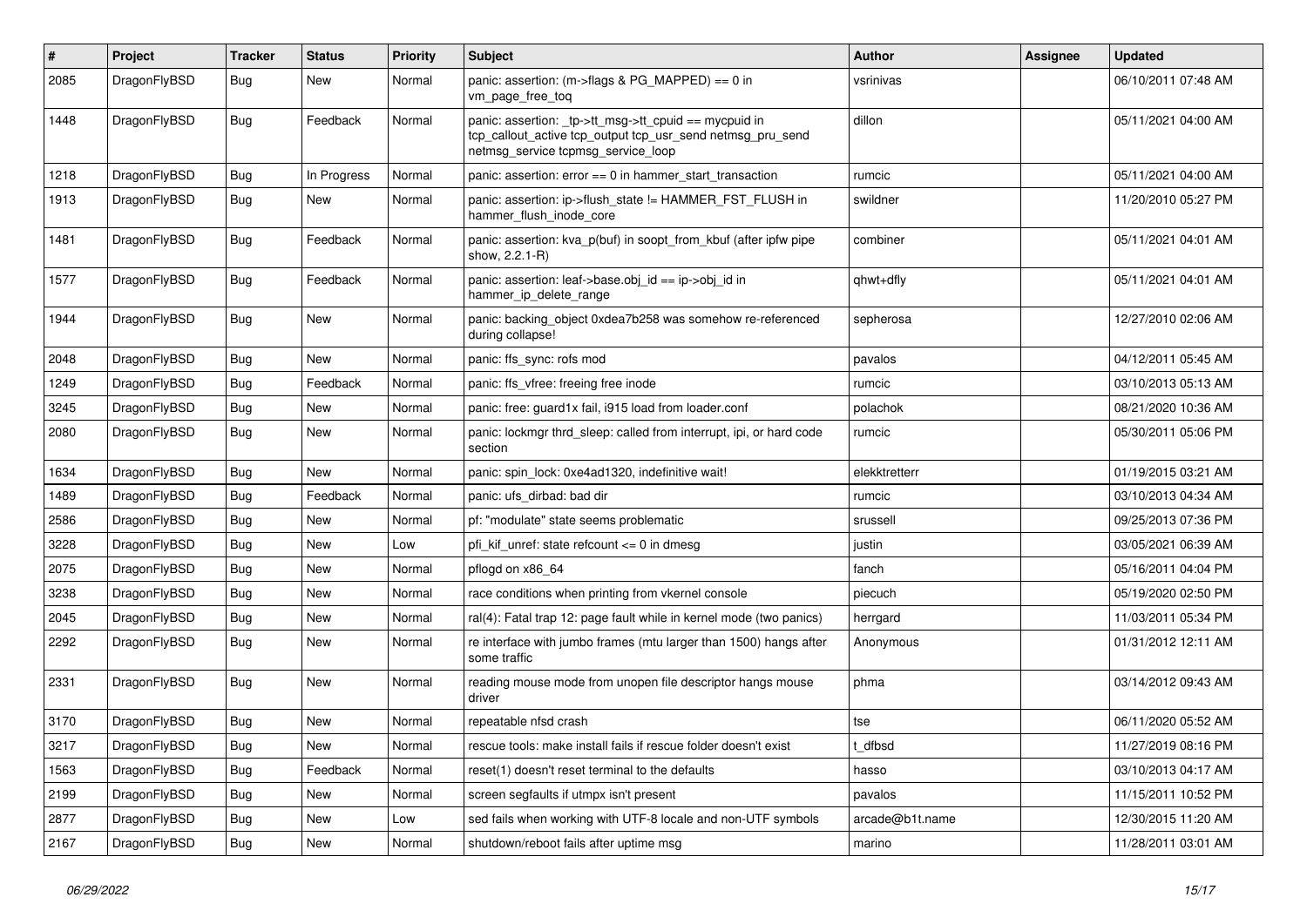| # | Project | Tracker | Status | Priority | Subject | Author | Assignee | Updated |
|---|---|---|---|---|---|---|---|---|
| 2085 | DragonFlyBSD | Bug | New | Normal | panic: assertion: (m->flags & PG_MAPPED) == 0 in vm_page_free_toq | vsrinivas | | 06/10/2011 07:48 AM |
| 1448 | DragonFlyBSD | Bug | Feedback | Normal | panic: assertion: _tp->tt_msg->tt_cpuid == mycpuid in tcp_callout_active tcp_output tcp_usr_send netmsg_pru_send netmsg_service tcpmsg_service_loop | dillon | | 05/11/2021 04:00 AM |
| 1218 | DragonFlyBSD | Bug | In Progress | Normal | panic: assertion: error == 0 in hammer_start_transaction | rumcic | | 05/11/2021 04:00 AM |
| 1913 | DragonFlyBSD | Bug | New | Normal | panic: assertion: ip->flush_state != HAMMER_FST_FLUSH in hammer_flush_inode_core | swildner | | 11/20/2010 05:27 PM |
| 1481 | DragonFlyBSD | Bug | Feedback | Normal | panic: assertion: kva_p(buf) in soopt_from_kbuf (after ipfw pipe show, 2.2.1-R) | combiner | | 05/11/2021 04:01 AM |
| 1577 | DragonFlyBSD | Bug | Feedback | Normal | panic: assertion: leaf->base.obj_id == ip->obj_id in hammer_ip_delete_range | qhwt+dfly | | 05/11/2021 04:01 AM |
| 1944 | DragonFlyBSD | Bug | New | Normal | panic: backing_object 0xdea7b258 was somehow re-referenced during collapse! | sepherosa | | 12/27/2010 02:06 AM |
| 2048 | DragonFlyBSD | Bug | New | Normal | panic: ffs_sync: rofs mod | pavalos | | 04/12/2011 05:45 AM |
| 1249 | DragonFlyBSD | Bug | Feedback | Normal | panic: ffs_vfree: freeing free inode | rumcic | | 03/10/2013 05:13 AM |
| 3245 | DragonFlyBSD | Bug | New | Normal | panic: free: guard1x fail, i915 load from loader.conf | polachok | | 08/21/2020 10:36 AM |
| 2080 | DragonFlyBSD | Bug | New | Normal | panic: lockmgr thrd_sleep: called from interrupt, ipi, or hard code section | rumcic | | 05/30/2011 05:06 PM |
| 1634 | DragonFlyBSD | Bug | New | Normal | panic: spin_lock: 0xe4ad1320, indefinitive wait! | elekktretterr | | 01/19/2015 03:21 AM |
| 1489 | DragonFlyBSD | Bug | Feedback | Normal | panic: ufs_dirbad: bad dir | rumcic | | 03/10/2013 04:34 AM |
| 2586 | DragonFlyBSD | Bug | New | Normal | pf: "modulate" state seems problematic | srussell | | 09/25/2013 07:36 PM |
| 3228 | DragonFlyBSD | Bug | New | Low | pfi_kif_unref: state refcount <= 0 in dmesg | justin | | 03/05/2021 06:39 AM |
| 2075 | DragonFlyBSD | Bug | New | Normal | pflogd on x86_64 | fanch | | 05/16/2011 04:04 PM |
| 3238 | DragonFlyBSD | Bug | New | Normal | race conditions when printing from vkernel console | piecuch | | 05/19/2020 02:50 PM |
| 2045 | DragonFlyBSD | Bug | New | Normal | ral(4): Fatal trap 12: page fault while in kernel mode (two panics) | herrgard | | 11/03/2011 05:34 PM |
| 2292 | DragonFlyBSD | Bug | New | Normal | re interface with jumbo frames (mtu larger than 1500) hangs after some traffic | Anonymous | | 01/31/2012 12:11 AM |
| 2331 | DragonFlyBSD | Bug | New | Normal | reading mouse mode from unopen file descriptor hangs mouse driver | phma | | 03/14/2012 09:43 AM |
| 3170 | DragonFlyBSD | Bug | New | Normal | repeatable nfsd crash | tse | | 06/11/2020 05:52 AM |
| 3217 | DragonFlyBSD | Bug | New | Normal | rescue tools: make install fails if rescue folder doesn't exist | t_dfbsd | | 11/27/2019 08:16 PM |
| 1563 | DragonFlyBSD | Bug | Feedback | Normal | reset(1) doesn't reset terminal to the defaults | hasso | | 03/10/2013 04:17 AM |
| 2199 | DragonFlyBSD | Bug | New | Normal | screen segfaults if utmpx isn't present | pavalos | | 11/15/2011 10:52 PM |
| 2877 | DragonFlyBSD | Bug | New | Low | sed fails when working with UTF-8 locale and non-UTF symbols | arcade@b1t.name | | 12/30/2015 11:20 AM |
| 2167 | DragonFlyBSD | Bug | New | Normal | shutdown/reboot fails after uptime msg | marino | | 11/28/2011 03:01 AM |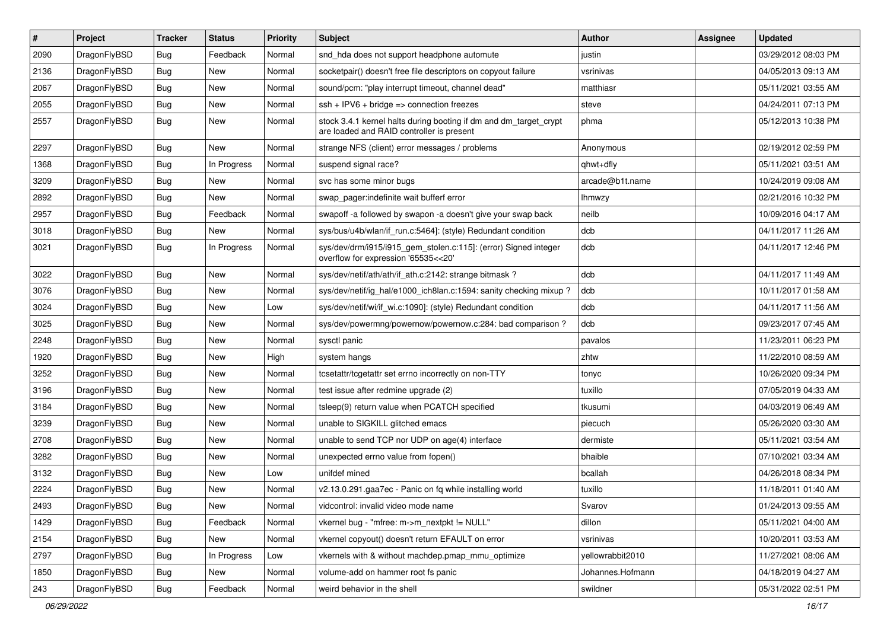| # | Project | Tracker | Status | Priority | Subject | Author | Assignee | Updated |
|---|---|---|---|---|---|---|---|---|
| 2090 | DragonFlyBSD | Bug | Feedback | Normal | snd_hda does not support headphone automute | justin | | 03/29/2012 08:03 PM |
| 2136 | DragonFlyBSD | Bug | New | Normal | socketpair() doesn't free file descriptors on copyout failure | vsrinivas | | 04/05/2013 09:13 AM |
| 2067 | DragonFlyBSD | Bug | New | Normal | sound/pcm: "play interrupt timeout, channel dead" | matthiasr | | 05/11/2021 03:55 AM |
| 2055 | DragonFlyBSD | Bug | New | Normal | ssh + IPV6 + bridge => connection freezes | steve | | 04/24/2011 07:13 PM |
| 2557 | DragonFlyBSD | Bug | New | Normal | stock 3.4.1 kernel halts during booting if dm and dm_target_crypt are loaded and RAID controller is present | phma | | 05/12/2013 10:38 PM |
| 2297 | DragonFlyBSD | Bug | New | Normal | strange NFS (client) error messages / problems | Anonymous | | 02/19/2012 02:59 PM |
| 1368 | DragonFlyBSD | Bug | In Progress | Normal | suspend signal race? | qhwt+dfly | | 05/11/2021 03:51 AM |
| 3209 | DragonFlyBSD | Bug | New | Normal | svc has some minor bugs | arcade@b1t.name | | 10/24/2019 09:08 AM |
| 2892 | DragonFlyBSD | Bug | New | Normal | swap_pager:indefinite wait bufferf error | lhmwzy | | 02/21/2016 10:32 PM |
| 2957 | DragonFlyBSD | Bug | Feedback | Normal | swapoff -a followed by swapon -a doesn't give your swap back | neilb | | 10/09/2016 04:17 AM |
| 3018 | DragonFlyBSD | Bug | New | Normal | sys/bus/u4b/wlan/if_run.c:5464]: (style) Redundant condition | dcb | | 04/11/2017 11:26 AM |
| 3021 | DragonFlyBSD | Bug | In Progress | Normal | sys/dev/drm/i915/i915_gem_stolen.c:115]: (error) Signed integer overflow for expression '65535<<20' | dcb | | 04/11/2017 12:46 PM |
| 3022 | DragonFlyBSD | Bug | New | Normal | sys/dev/netif/ath/ath/if_ath.c:2142: strange bitmask ? | dcb | | 04/11/2017 11:49 AM |
| 3076 | DragonFlyBSD | Bug | New | Normal | sys/dev/netif/ig_hal/e1000_ich8lan.c:1594: sanity checking mixup ? | dcb | | 10/11/2017 01:58 AM |
| 3024 | DragonFlyBSD | Bug | New | Low | sys/dev/netif/wi/if_wi.c:1090]: (style) Redundant condition | dcb | | 04/11/2017 11:56 AM |
| 3025 | DragonFlyBSD | Bug | New | Normal | sys/dev/powermng/powernow/powernow.c:284: bad comparison ? | dcb | | 09/23/2017 07:45 AM |
| 2248 | DragonFlyBSD | Bug | New | Normal | sysctl panic | pavalos | | 11/23/2011 06:23 PM |
| 1920 | DragonFlyBSD | Bug | New | High | system hangs | zhtw | | 11/22/2010 08:59 AM |
| 3252 | DragonFlyBSD | Bug | New | Normal | tcsetattr/tcgetattr set errno incorrectly on non-TTY | tonyc | | 10/26/2020 09:34 PM |
| 3196 | DragonFlyBSD | Bug | New | Normal | test issue after redmine upgrade (2) | tuxillo | | 07/05/2019 04:33 AM |
| 3184 | DragonFlyBSD | Bug | New | Normal | tsleep(9) return value when PCATCH specified | tkusumi | | 04/03/2019 06:49 AM |
| 3239 | DragonFlyBSD | Bug | New | Normal | unable to SIGKILL glitched emacs | piecuch | | 05/26/2020 03:30 AM |
| 2708 | DragonFlyBSD | Bug | New | Normal | unable to send TCP nor UDP on age(4) interface | dermiste | | 05/11/2021 03:54 AM |
| 3282 | DragonFlyBSD | Bug | New | Normal | unexpected errno value from fopen() | bhaible | | 07/10/2021 03:34 AM |
| 3132 | DragonFlyBSD | Bug | New | Low | unifdef mined | bcallah | | 04/26/2018 08:34 PM |
| 2224 | DragonFlyBSD | Bug | New | Normal | v2.13.0.291.gaa7ec - Panic on fq while installing world | tuxillo | | 11/18/2011 01:40 AM |
| 2493 | DragonFlyBSD | Bug | New | Normal | vidcontrol: invalid video mode name | Svarov | | 01/24/2013 09:55 AM |
| 1429 | DragonFlyBSD | Bug | Feedback | Normal | vkernel bug - "mfree: m->m_nextpkt != NULL" | dillon | | 05/11/2021 04:00 AM |
| 2154 | DragonFlyBSD | Bug | New | Normal | vkernel copyout() doesn't return EFAULT on error | vsrinivas | | 10/20/2011 03:53 AM |
| 2797 | DragonFlyBSD | Bug | In Progress | Low | vkernels with & without machdep.pmap_mmu_optimize | yellowrabbit2010 | | 11/27/2021 08:06 AM |
| 1850 | DragonFlyBSD | Bug | New | Normal | volume-add on hammer root fs panic | Johannes.Hofmann | | 04/18/2019 04:27 AM |
| 243 | DragonFlyBSD | Bug | Feedback | Normal | weird behavior in the shell | swildner | | 05/31/2022 02:51 PM |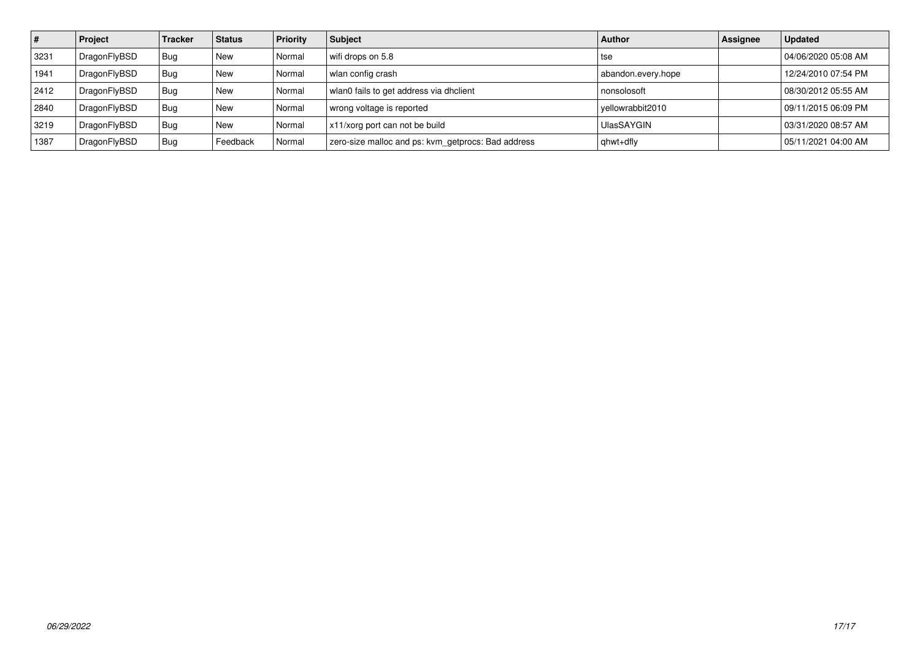| # | Project | Tracker | Status | Priority | Subject | Author | Assignee | Updated |
|---|---|---|---|---|---|---|---|---|
| 3231 | DragonFlyBSD | Bug | New | Normal | wifi drops on 5.8 | tse | | 04/06/2020 05:08 AM |
| 1941 | DragonFlyBSD | Bug | New | Normal | wlan config crash | abandon.every.hope | | 12/24/2010 07:54 PM |
| 2412 | DragonFlyBSD | Bug | New | Normal | wlan0 fails to get address via dhclient | nonsolosoft | | 08/30/2012 05:55 AM |
| 2840 | DragonFlyBSD | Bug | New | Normal | wrong voltage is reported | yellowrabbit2010 | | 09/11/2015 06:09 PM |
| 3219 | DragonFlyBSD | Bug | New | Normal | x11/xorg port can not be build | UlasSAYGIN | | 03/31/2020 08:57 AM |
| 1387 | DragonFlyBSD | Bug | Feedback | Normal | zero-size malloc and ps: kvm_getprocs: Bad address | qhwt+dfly | | 05/11/2021 04:00 AM |